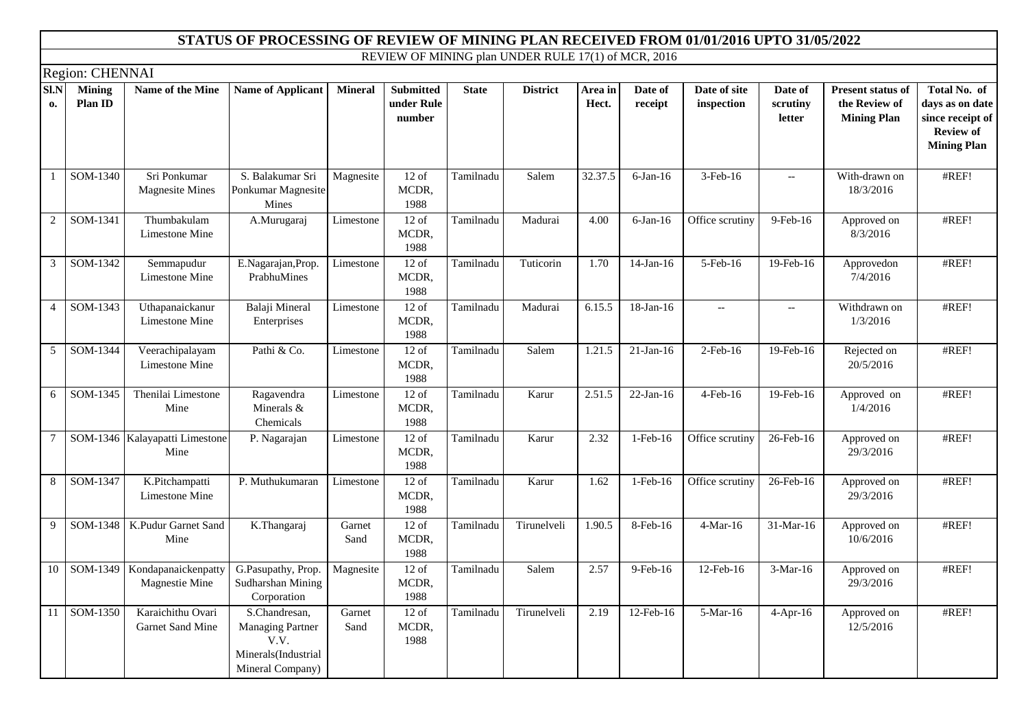# STATUS OF PROCESSING OF REVIEW OF MINING PLAN RECEIVED FROM 01/01/2016 UPTO 31/05/2022

REVIEW OF MINING plan UNDER RULE 17(1) of MCR, 2016

Region: CHENNAI

| Sl.No. | Mining Plan ID | Name of the Mine | Name of Applicant | Mineral | Submitted under Rule number | State | District | Area in Hect. | Date of receipt | Date of site inspection | Date of scrutiny letter | Present status of the Review of Mining Plan | Total No. of days as on date since receipt of Review of Mining Plan |
|---|---|---|---|---|---|---|---|---|---|---|---|---|---|
| 1 | SOM-1340 | Sri Ponkumar Magnesite Mines | S. Balakumar Sri Ponkumar Magnesite Mines | Magnesite | 12 of MCDR, 1988 | Tamilnadu | Salem | 32.37.5 | 6-Jan-16 | 3-Feb-16 | -- | With-drawn on 18/3/2016 | #REF! |
| 2 | SOM-1341 | Thumbakulam Limestone Mine | A.Murugaraj | Limestone | 12 of MCDR, 1988 | Tamilnadu | Madurai | 4.00 | 6-Jan-16 | Office scrutiny | 9-Feb-16 | Approved on 8/3/2016 | #REF! |
| 3 | SOM-1342 | Semmapudur Limestone Mine | E.Nagarajan,Prop. PrabhuMines | Limestone | 12 of MCDR, 1988 | Tamilnadu | Tuticorin | 1.70 | 14-Jan-16 | 5-Feb-16 | 19-Feb-16 | Approvedon 7/4/2016 | #REF! |
| 4 | SOM-1343 | Uthapanaickanur Limestone Mine | Balaji Mineral Enterprises | Limestone | 12 of MCDR, 1988 | Tamilnadu | Madurai | 6.15.5 | 18-Jan-16 | -- | -- | Withdrawn on 1/3/2016 | #REF! |
| 5 | SOM-1344 | Veerachipalayam Limestone Mine | Pathi & Co. | Limestone | 12 of MCDR, 1988 | Tamilnadu | Salem | 1.21.5 | 21-Jan-16 | 2-Feb-16 | 19-Feb-16 | Rejected on 20/5/2016 | #REF! |
| 6 | SOM-1345 | Thenilai Limestone Mine | Ragavendra Minerals & Chemicals | Limestone | 12 of MCDR, 1988 | Tamilnadu | Karur | 2.51.5 | 22-Jan-16 | 4-Feb-16 | 19-Feb-16 | Approved on 1/4/2016 | #REF! |
| 7 | SOM-1346 | Kalayapatti Limestone Mine | P. Nagarajan | Limestone | 12 of MCDR, 1988 | Tamilnadu | Karur | 2.32 | 1-Feb-16 | Office scrutiny | 26-Feb-16 | Approved on 29/3/2016 | #REF! |
| 8 | SOM-1347 | K.Pitchampatti Limestone Mine | P. Muthukumaran | Limestone | 12 of MCDR, 1988 | Tamilnadu | Karur | 1.62 | 1-Feb-16 | Office scrutiny | 26-Feb-16 | Approved on 29/3/2016 | #REF! |
| 9 | SOM-1348 | K.Pudur Garnet Sand Mine | K.Thangaraj | Garnet Sand | 12 of MCDR, 1988 | Tamilnadu | Tirunelveli | 1.90.5 | 8-Feb-16 | 4-Mar-16 | 31-Mar-16 | Approved on 10/6/2016 | #REF! |
| 10 | SOM-1349 | Kondapanaickenpatty Magnestie Mine | G.Pasupathy, Prop. Sudharshan Mining Corporation | Magnesite | 12 of MCDR, 1988 | Tamilnadu | Salem | 2.57 | 9-Feb-16 | 12-Feb-16 | 3-Mar-16 | Approved on 29/3/2016 | #REF! |
| 11 | SOM-1350 | Karaichithu Ovari Garnet Sand Mine | S.Chandresan, Managing Partner V.V. Minerals(Industrial Mineral Company) | Garnet Sand | 12 of MCDR, 1988 | Tamilnadu | Tirunelveli | 2.19 | 12-Feb-16 | 5-Mar-16 | 4-Apr-16 | Approved on 12/5/2016 | #REF! |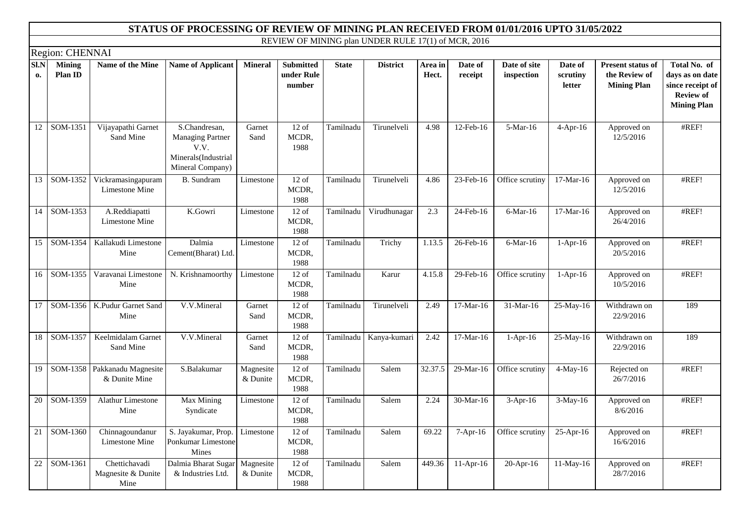## STATUS OF PROCESSING OF REVIEW OF MINING PLAN RECEIVED FROM 01/01/2016 UPTO 31/05/2022

REVIEW OF MINING plan UNDER RULE 17(1) of MCR, 2016

Region: CHENNAI

| Sl.No. | Mining Plan ID | Name of the Mine | Name of Applicant | Mineral | Submitted under Rule number | State | District | Area in Hect. | Date of receipt | Date of site inspection | Date of scrutiny letter | Present status of the Review of Mining Plan | Total No. of days as on date since receipt of Review of Mining Plan |
|---|---|---|---|---|---|---|---|---|---|---|---|---|---|
| 12 | SOM-1351 | Vijayapathi Garnet Sand Mine | S.Chandresan, Managing Partner V.V. Minerals(Industrial Mineral Company) | Garnet Sand | 12 of MCDR, 1988 | Tamilnadu | Tirunelveli | 4.98 | 12-Feb-16 | 5-Mar-16 | 4-Apr-16 | Approved on 12/5/2016 | #REF! |
| 13 | SOM-1352 | Vickramasingapuram Limestone Mine | B. Sundram | Limestone | 12 of MCDR, 1988 | Tamilnadu | Tirunelveli | 4.86 | 23-Feb-16 | Office scrutiny | 17-Mar-16 | Approved on 12/5/2016 | #REF! |
| 14 | SOM-1353 | A.Reddiapatti Limestone Mine | K.Gowri | Limestone | 12 of MCDR, 1988 | Tamilnadu | Virudhunagar | 2.3 | 24-Feb-16 | 6-Mar-16 | 17-Mar-16 | Approved on 26/4/2016 | #REF! |
| 15 | SOM-1354 | Kallakudi Limestone Mine | Dalmia Cement(Bharat) Ltd. | Limestone | 12 of MCDR, 1988 | Tamilnadu | Trichy | 1.13.5 | 26-Feb-16 | 6-Mar-16 | 1-Apr-16 | Approved on 20/5/2016 | #REF! |
| 16 | SOM-1355 | Varavanai Limestone Mine | N. Krishnamoorthy | Limestone | 12 of MCDR, 1988 | Tamilnadu | Karur | 4.15.8 | 29-Feb-16 | Office scrutiny | 1-Apr-16 | Approved on 10/5/2016 | #REF! |
| 17 | SOM-1356 | K.Pudur Garnet Sand Mine | V.V.Mineral | Garnet Sand | 12 of MCDR, 1988 | Tamilnadu | Tirunelveli | 2.49 | 17-Mar-16 | 31-Mar-16 | 25-May-16 | Withdrawn on 22/9/2016 | 189 |
| 18 | SOM-1357 | Keelmidalam Garnet Sand Mine | V.V.Mineral | Garnet Sand | 12 of MCDR, 1988 | Tamilnadu | Kanya-kumari | 2.42 | 17-Mar-16 | 1-Apr-16 | 25-May-16 | Withdrawn on 22/9/2016 | 189 |
| 19 | SOM-1358 | Pakkanadu Magnesite & Dunite Mine | S.Balakumar | Magnesite & Dunite | 12 of MCDR, 1988 | Tamilnadu | Salem | 32.37.5 | 29-Mar-16 | Office scrutiny | 4-May-16 | Rejected on 26/7/2016 | #REF! |
| 20 | SOM-1359 | Alathur Limestone Mine | Max Mining Syndicate | Limestone | 12 of MCDR, 1988 | Tamilnadu | Salem | 2.24 | 30-Mar-16 | 3-Apr-16 | 3-May-16 | Approved on 8/6/2016 | #REF! |
| 21 | SOM-1360 | Chinnagoundanur Limestone Mine | S. Jayakumar, Prop. Ponkumar Limestone Mines | Limestone | 12 of MCDR, 1988 | Tamilnadu | Salem | 69.22 | 7-Apr-16 | Office scrutiny | 25-Apr-16 | Approved on 16/6/2016 | #REF! |
| 22 | SOM-1361 | Chettichavadi Magnesite & Dunite Mine | Dalmia Bharat Sugar & Industries Ltd. | Magnesite & Dunite | 12 of MCDR, 1988 | Tamilnadu | Salem | 449.36 | 11-Apr-16 | 20-Apr-16 | 11-May-16 | Approved on 28/7/2016 | #REF! |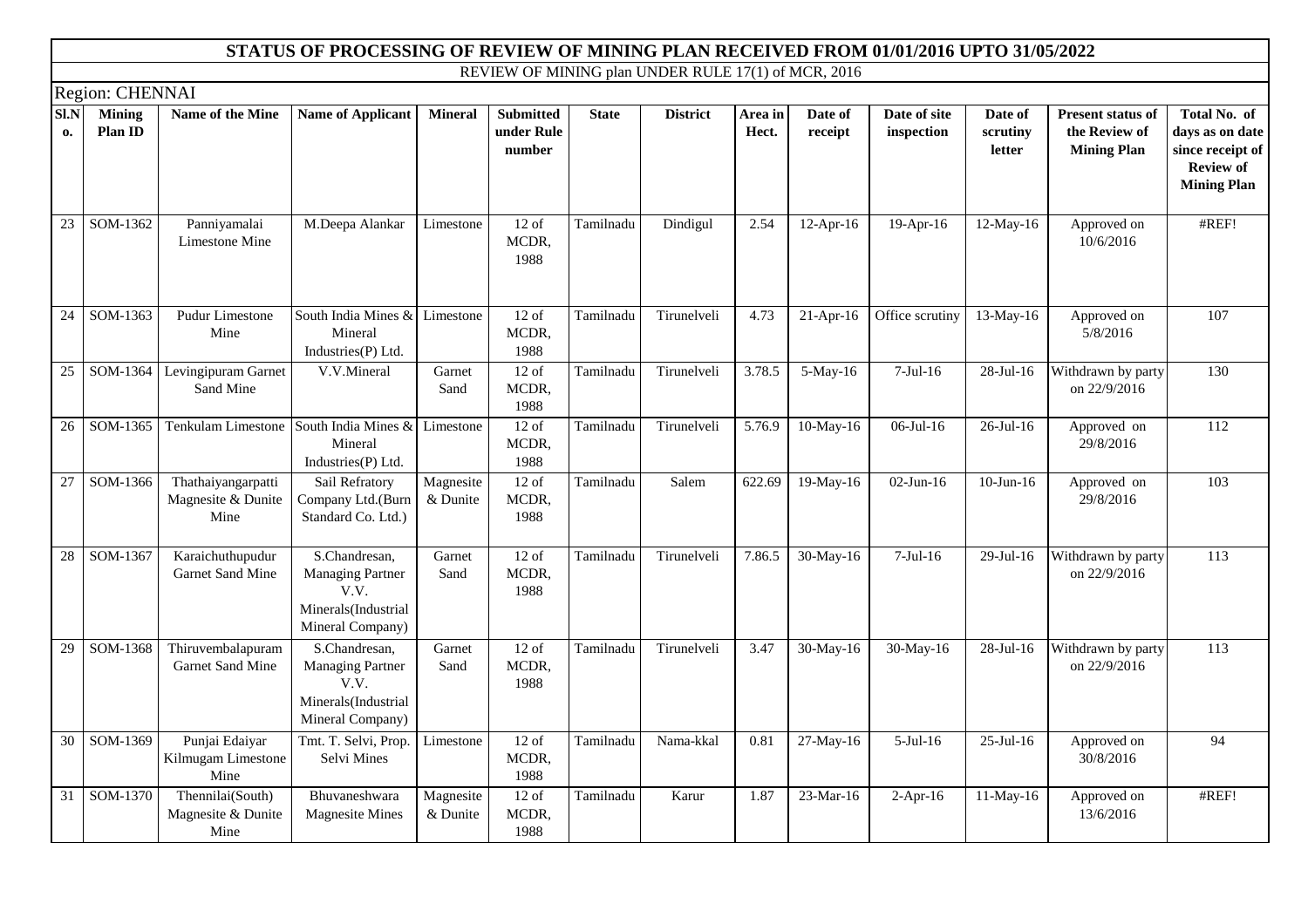## STATUS OF PROCESSING OF REVIEW OF MINING PLAN RECEIVED FROM 01/01/2016 UPTO 31/05/2022

REVIEW OF MINING plan UNDER RULE 17(1) of MCR, 2016

Region: CHENNAI

| Sl.No. | Mining Plan ID | Name of the Mine | Name of Applicant | Mineral | Submitted under Rule number | State | District | Area in Hect. | Date of receipt | Date of site inspection | Date of scrutiny letter | Present status of the Review of Mining Plan | Total No. of days as on date since receipt of Review of Mining Plan |
|---|---|---|---|---|---|---|---|---|---|---|---|---|---|
| 23 | SOM-1362 | Panniyamalai Limestone Mine | M.Deepa Alankar | Limestone | 12 of MCDR, 1988 | Tamilnadu | Dindigul | 2.54 | 12-Apr-16 | 19-Apr-16 | 12-May-16 | Approved on 10/6/2016 | #REF! |
| 24 | SOM-1363 | Pudur Limestone Mine | South India Mines & Mineral Industries(P) Ltd. | Limestone | 12 of MCDR, 1988 | Tamilnadu | Tirunelveli | 4.73 | 21-Apr-16 | Office scrutiny | 13-May-16 | Approved on 5/8/2016 | 107 |
| 25 | SOM-1364 | Levingipuram Garnet Sand Mine | V.V.Mineral | Garnet Sand | 12 of MCDR, 1988 | Tamilnadu | Tirunelveli | 3.78.5 | 5-May-16 | 7-Jul-16 | 28-Jul-16 | Withdrawn by party on 22/9/2016 | 130 |
| 26 | SOM-1365 | Tenkulam Limestone | South India Mines & Mineral Industries(P) Ltd. | Limestone | 12 of MCDR, 1988 | Tamilnadu | Tirunelveli | 5.76.9 | 10-May-16 | 06-Jul-16 | 26-Jul-16 | Approved on 29/8/2016 | 112 |
| 27 | SOM-1366 | Thathaiyangarpatti Magnesite & Dunite Mine | Sail Refratory Company Ltd.(Burn Standard Co. Ltd.) | Magnesite & Dunite | 12 of MCDR, 1988 | Tamilnadu | Salem | 622.69 | 19-May-16 | 02-Jun-16 | 10-Jun-16 | Approved on 29/8/2016 | 103 |
| 28 | SOM-1367 | Karaichuthupudur Garnet Sand Mine | S.Chandresan, Managing Partner V.V. Minerals(Industrial Mineral Company) | Garnet Sand | 12 of MCDR, 1988 | Tamilnadu | Tirunelveli | 7.86.5 | 30-May-16 | 7-Jul-16 | 29-Jul-16 | Withdrawn by party on 22/9/2016 | 113 |
| 29 | SOM-1368 | Thiruvembalapuram Garnet Sand Mine | S.Chandresan, Managing Partner V.V. Minerals(Industrial Mineral Company) | Garnet Sand | 12 of MCDR, 1988 | Tamilnadu | Tirunelveli | 3.47 | 30-May-16 | 30-May-16 | 28-Jul-16 | Withdrawn by party on 22/9/2016 | 113 |
| 30 | SOM-1369 | Punjai Edaiyar Kilmugam Limestone Mine | Tmt. T. Selvi, Prop. Selvi Mines | Limestone | 12 of MCDR, 1988 | Tamilnadu | Nama-kkal | 0.81 | 27-May-16 | 5-Jul-16 | 25-Jul-16 | Approved on 30/8/2016 | 94 |
| 31 | SOM-1370 | Thennilai(South) Magnesite & Dunite Mine | Bhuvaneshwara Magnesite Mines | Magnesite & Dunite | 12 of MCDR, 1988 | Tamilnadu | Karur | 1.87 | 23-Mar-16 | 2-Apr-16 | 11-May-16 | Approved on 13/6/2016 | #REF! |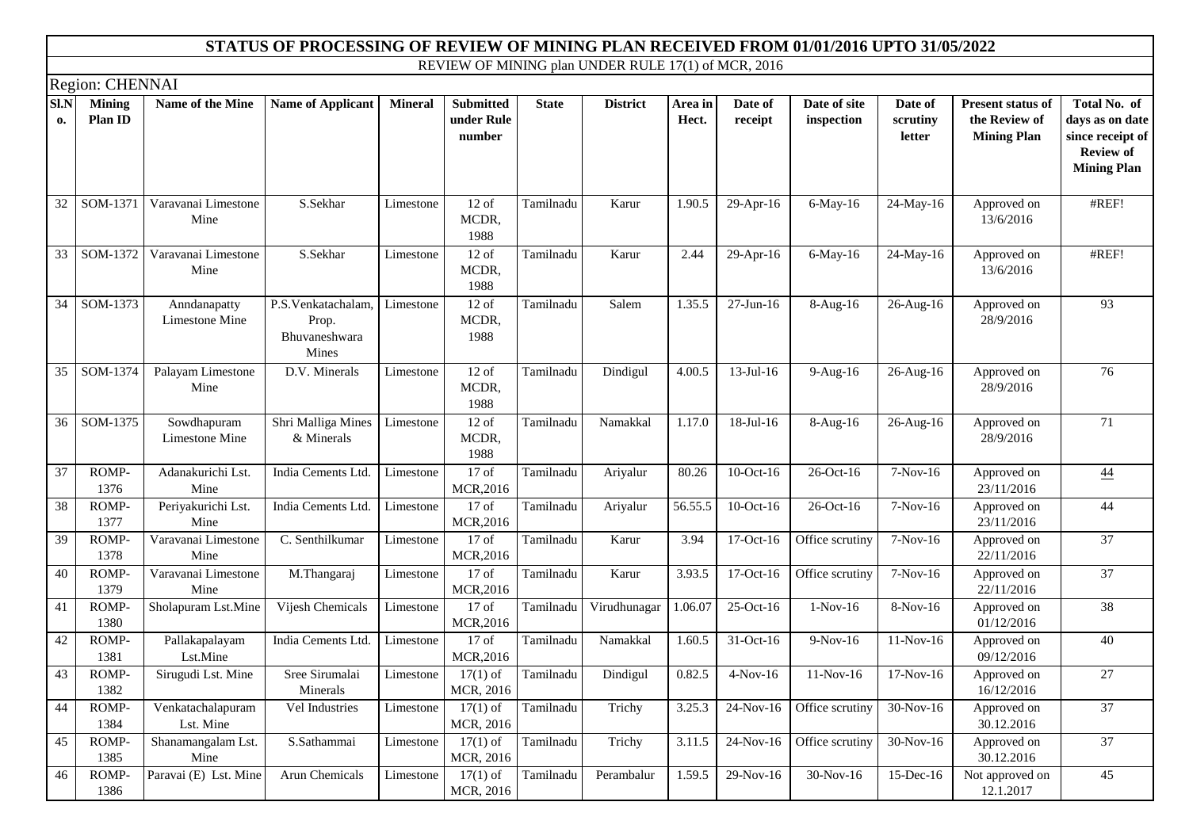# STATUS OF PROCESSING OF REVIEW OF MINING PLAN RECEIVED FROM 01/01/2016 UPTO 31/05/2022

REVIEW OF MINING plan UNDER RULE 17(1) of MCR, 2016

Region: CHENNAI

| Sl.No. | Mining Plan ID | Name of the Mine | Name of Applicant | Mineral | Submitted under Rule number | State | District | Area in Hect. | Date of receipt | Date of site inspection | Date of scrutiny letter | Present status of the Review of Mining Plan | Total No. of days as on date since receipt of Review of Mining Plan |
|---|---|---|---|---|---|---|---|---|---|---|---|---|---|
| 32 | SOM-1371 | Varavanai Limestone Mine | S.Sekhar | Limestone | 12 of MCDR, 1988 | Tamilnadu | Karur | 1.90.5 | 29-Apr-16 | 6-May-16 | 24-May-16 | Approved on 13/6/2016 | #REF! |
| 33 | SOM-1372 | Varavanai Limestone Mine | S.Sekhar | Limestone | 12 of MCDR, 1988 | Tamilnadu | Karur | 2.44 | 29-Apr-16 | 6-May-16 | 24-May-16 | Approved on 13/6/2016 | #REF! |
| 34 | SOM-1373 | Anndanapatty Limestone Mine | P.S.Venkatachalam, Prop. Bhuvaneshwara Mines | Limestone | 12 of MCDR, 1988 | Tamilnadu | Salem | 1.35.5 | 27-Jun-16 | 8-Aug-16 | 26-Aug-16 | Approved on 28/9/2016 | 93 |
| 35 | SOM-1374 | Palayam Limestone Mine | D.V. Minerals | Limestone | 12 of MCDR, 1988 | Tamilnadu | Dindigul | 4.00.5 | 13-Jul-16 | 9-Aug-16 | 26-Aug-16 | Approved on 28/9/2016 | 76 |
| 36 | SOM-1375 | Sowdhapuram Limestone Mine | Shri Malliga Mines & Minerals | Limestone | 12 of MCDR, 1988 | Tamilnadu | Namakkal | 1.17.0 | 18-Jul-16 | 8-Aug-16 | 26-Aug-16 | Approved on 28/9/2016 | 71 |
| 37 | ROMP-1376 | Adanakurichi Lst. Mine | India Cements Ltd. | Limestone | 17 of MCR,2016 | Tamilnadu | Ariyalur | 80.26 | 10-Oct-16 | 26-Oct-16 | 7-Nov-16 | Approved on 23/11/2016 | 44 |
| 38 | ROMP-1377 | Periyakurichi Lst. Mine | India Cements Ltd. | Limestone | 17 of MCR,2016 | Tamilnadu | Ariyalur | 56.55.5 | 10-Oct-16 | 26-Oct-16 | 7-Nov-16 | Approved on 23/11/2016 | 44 |
| 39 | ROMP-1378 | Varavanai Limestone Mine | C. Senthilkumar | Limestone | 17 of MCR,2016 | Tamilnadu | Karur | 3.94 | 17-Oct-16 | Office scrutiny | 7-Nov-16 | Approved on 22/11/2016 | 37 |
| 40 | ROMP-1379 | Varavanai Limestone Mine | M.Thangaraj | Limestone | 17 of MCR,2016 | Tamilnadu | Karur | 3.93.5 | 17-Oct-16 | Office scrutiny | 7-Nov-16 | Approved on 22/11/2016 | 37 |
| 41 | ROMP-1380 | Sholapuram Lst.Mine | Vijesh Chemicals | Limestone | 17 of MCR,2016 | Tamilnadu | Virudhunagar | 1.06.07 | 25-Oct-16 | 1-Nov-16 | 8-Nov-16 | Approved on 01/12/2016 | 38 |
| 42 | ROMP-1381 | Pallakapalayam Lst.Mine | India Cements Ltd. | Limestone | 17 of MCR,2016 | Tamilnadu | Namakkal | 1.60.5 | 31-Oct-16 | 9-Nov-16 | 11-Nov-16 | Approved on 09/12/2016 | 40 |
| 43 | ROMP-1382 | Sirugudi Lst. Mine | Sree Sirumalai Minerals | Limestone | 17(1) of MCR, 2016 | Tamilnadu | Dindigul | 0.82.5 | 4-Nov-16 | 11-Nov-16 | 17-Nov-16 | Approved on 16/12/2016 | 27 |
| 44 | ROMP-1384 | Venkatachalapuram Lst. Mine | Vel Industries | Limestone | 17(1) of MCR, 2016 | Tamilnadu | Trichy | 3.25.3 | 24-Nov-16 | Office scrutiny | 30-Nov-16 | Approved on 30.12.2016 | 37 |
| 45 | ROMP-1385 | Shanamangalam Lst. Mine | S.Sathammai | Limestone | 17(1) of MCR, 2016 | Tamilnadu | Trichy | 3.11.5 | 24-Nov-16 | Office scrutiny | 30-Nov-16 | Approved on 30.12.2016 | 37 |
| 46 | ROMP-1386 | Paravai (E) Lst. Mine | Arun Chemicals | Limestone | 17(1) of MCR, 2016 | Tamilnadu | Perambalur | 1.59.5 | 29-Nov-16 | 30-Nov-16 | 15-Dec-16 | Not approved on 12.1.2017 | 45 |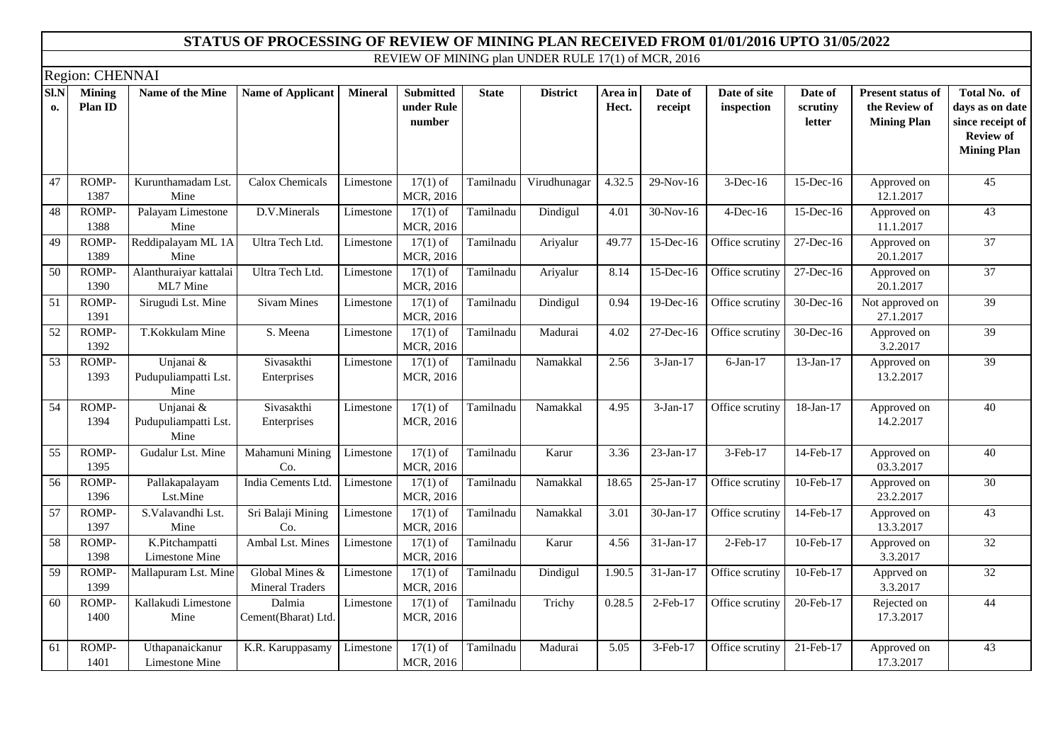## STATUS OF PROCESSING OF REVIEW OF MINING PLAN RECEIVED FROM 01/01/2016 UPTO 31/05/2022

REVIEW OF MINING plan UNDER RULE 17(1) of MCR, 2016

Region: CHENNAI

| Sl.No. | Mining Plan ID | Name of the Mine | Name of Applicant | Mineral | Submitted under Rule number | State | District | Area in Hect. | Date of receipt | Date of site inspection | Date of scrutiny letter | Present status of the Review of Mining Plan | Total No. of days as on date since receipt of Review of Mining Plan |
|---|---|---|---|---|---|---|---|---|---|---|---|---|---|
| 47 | ROMP-1387 | Kurunthamadam Lst. Mine | Calox Chemicals | Limestone | 17(1) of MCR, 2016 | Tamilnadu | Virudhunagar | 4.32.5 | 29-Nov-16 | 3-Dec-16 | 15-Dec-16 | Approved on 12.1.2017 | 45 |
| 48 | ROMP-1388 | Palayam Limestone Mine | D.V.Minerals | Limestone | 17(1) of MCR, 2016 | Tamilnadu | Dindigul | 4.01 | 30-Nov-16 | 4-Dec-16 | 15-Dec-16 | Approved on 11.1.2017 | 43 |
| 49 | ROMP-1389 | Reddipalayam ML 1A Mine | Ultra Tech Ltd. | Limestone | 17(1) of MCR, 2016 | Tamilnadu | Ariyalur | 49.77 | 15-Dec-16 | Office scrutiny | 27-Dec-16 | Approved on 20.1.2017 | 37 |
| 50 | ROMP-1390 | Alanthuraiyar kattalai ML7 Mine | Ultra Tech Ltd. | Limestone | 17(1) of MCR, 2016 | Tamilnadu | Ariyalur | 8.14 | 15-Dec-16 | Office scrutiny | 27-Dec-16 | Approved on 20.1.2017 | 37 |
| 51 | ROMP-1391 | Sirugudi Lst. Mine | Sivam Mines | Limestone | 17(1) of MCR, 2016 | Tamilnadu | Dindigul | 0.94 | 19-Dec-16 | Office scrutiny | 30-Dec-16 | Not approved on 27.1.2017 | 39 |
| 52 | ROMP-1392 | T.Kokkulam Mine | S. Meena | Limestone | 17(1) of MCR, 2016 | Tamilnadu | Madurai | 4.02 | 27-Dec-16 | Office scrutiny | 30-Dec-16 | Approved on 3.2.2017 | 39 |
| 53 | ROMP-1393 | Unjanai & Pudupuliampatti Lst. Mine | Sivasakthi Enterprises | Limestone | 17(1) of MCR, 2016 | Tamilnadu | Namakkal | 2.56 | 3-Jan-17 | 6-Jan-17 | 13-Jan-17 | Approved on 13.2.2017 | 39 |
| 54 | ROMP-1394 | Unjanai & Pudupuliampatti Lst. Mine | Sivasakthi Enterprises | Limestone | 17(1) of MCR, 2016 | Tamilnadu | Namakkal | 4.95 | 3-Jan-17 | Office scrutiny | 18-Jan-17 | Approved on 14.2.2017 | 40 |
| 55 | ROMP-1395 | Gudalur Lst. Mine | Mahamuni Mining Co. | Limestone | 17(1) of MCR, 2016 | Tamilnadu | Karur | 3.36 | 23-Jan-17 | 3-Feb-17 | 14-Feb-17 | Approved on 03.3.2017 | 40 |
| 56 | ROMP-1396 | Pallakapalayam Lst.Mine | India Cements Ltd. | Limestone | 17(1) of MCR, 2016 | Tamilnadu | Namakkal | 18.65 | 25-Jan-17 | Office scrutiny | 10-Feb-17 | Approved on 23.2.2017 | 30 |
| 57 | ROMP-1397 | S.Valavandhi Lst. Mine | Sri Balaji Mining Co. | Limestone | 17(1) of MCR, 2016 | Tamilnadu | Namakkal | 3.01 | 30-Jan-17 | Office scrutiny | 14-Feb-17 | Approved on 13.3.2017 | 43 |
| 58 | ROMP-1398 | K.Pitchampatti Limestone Mine | Ambal Lst. Mines | Limestone | 17(1) of MCR, 2016 | Tamilnadu | Karur | 4.56 | 31-Jan-17 | 2-Feb-17 | 10-Feb-17 | Approved on 3.3.2017 | 32 |
| 59 | ROMP-1399 | Mallapuram Lst. Mine | Global Mines & Mineral Traders | Limestone | 17(1) of MCR, 2016 | Tamilnadu | Dindigul | 1.90.5 | 31-Jan-17 | Office scrutiny | 10-Feb-17 | Apprved on 3.3.2017 | 32 |
| 60 | ROMP-1400 | Kallakudi Limestone Mine | Dalmia Cement(Bharat) Ltd. | Limestone | 17(1) of MCR, 2016 | Tamilnadu | Trichy | 0.28.5 | 2-Feb-17 | Office scrutiny | 20-Feb-17 | Rejected on 17.3.2017 | 44 |
| 61 | ROMP-1401 | Uthapanaickanur Limestone Mine | K.R. Karuppasamy | Limestone | 17(1) of MCR, 2016 | Tamilnadu | Madurai | 5.05 | 3-Feb-17 | Office scrutiny | 21-Feb-17 | Approved on 17.3.2017 | 43 |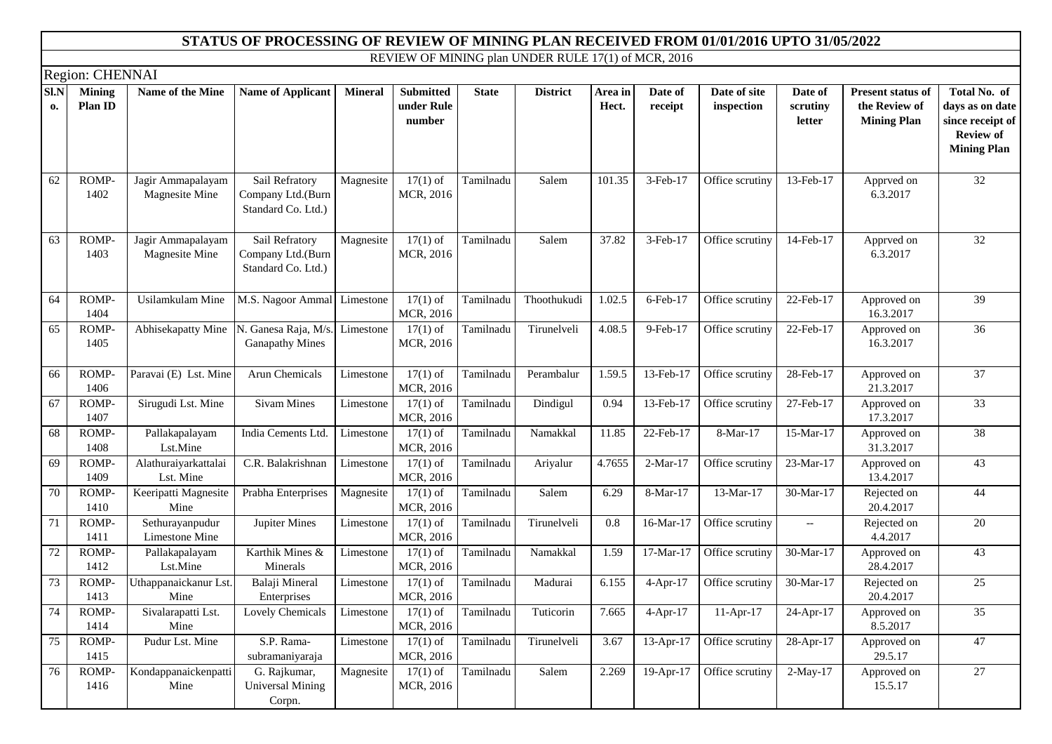# STATUS OF PROCESSING OF REVIEW OF MINING PLAN RECEIVED FROM 01/01/2016 UPTO 31/05/2022

## REVIEW OF MINING plan UNDER RULE 17(1) of MCR, 2016

### Region: CHENNAI

| Sl.No. | Mining Plan ID | Name of the Mine | Name of Applicant | Mineral | Submitted under Rule number | State | District | Area in Hect. | Date of receipt | Date of site inspection | Date of scrutiny letter | Present status of the Review of Mining Plan | Total No. of days as on date since receipt of Review of Mining Plan |
|---|---|---|---|---|---|---|---|---|---|---|---|---|---|
| 62 | ROMP-1402 | Jagir Ammapalayam Magnesite Mine | Sail Refratory Company Ltd.(Burn Standard Co. Ltd.) | Magnesite | 17(1) of MCR, 2016 | Tamilnadu | Salem | 101.35 | 3-Feb-17 | Office scrutiny | 13-Feb-17 | Apprved on 6.3.2017 | 32 |
| 63 | ROMP-1403 | Jagir Ammapalayam Magnesite Mine | Sail Refratory Company Ltd.(Burn Standard Co. Ltd.) | Magnesite | 17(1) of MCR, 2016 | Tamilnadu | Salem | 37.82 | 3-Feb-17 | Office scrutiny | 14-Feb-17 | Apprved on 6.3.2017 | 32 |
| 64 | ROMP-1404 | Usilamkulam Mine | M.S. Nagoor Ammal | Limestone | 17(1) of MCR, 2016 | Tamilnadu | Thoothukudi | 1.02.5 | 6-Feb-17 | Office scrutiny | 22-Feb-17 | Approved on 16.3.2017 | 39 |
| 65 | ROMP-1405 | Abhisekapatty Mine | N. Ganesa Raja, M/s. Ganapathy Mines | Limestone | 17(1) of MCR, 2016 | Tamilnadu | Tirunelveli | 4.08.5 | 9-Feb-17 | Office scrutiny | 22-Feb-17 | Approved on 16.3.2017 | 36 |
| 66 | ROMP-1406 | Paravai (E) Lst. Mine | Arun Chemicals | Limestone | 17(1) of MCR, 2016 | Tamilnadu | Perambalur | 1.59.5 | 13-Feb-17 | Office scrutiny | 28-Feb-17 | Approved on 21.3.2017 | 37 |
| 67 | ROMP-1407 | Sirugudi Lst. Mine | Sivam Mines | Limestone | 17(1) of MCR, 2016 | Tamilnadu | Dindigul | 0.94 | 13-Feb-17 | Office scrutiny | 27-Feb-17 | Approved on 17.3.2017 | 33 |
| 68 | ROMP-1408 | Pallakapalayam Lst.Mine | India Cements Ltd. | Limestone | 17(1) of MCR, 2016 | Tamilnadu | Namakkal | 11.85 | 22-Feb-17 | 8-Mar-17 | 15-Mar-17 | Approved on 31.3.2017 | 38 |
| 69 | ROMP-1409 | Alathuraiyarkattalai Lst. Mine | C.R. Balakrishnan | Limestone | 17(1) of MCR, 2016 | Tamilnadu | Ariyalur | 4.7655 | 2-Mar-17 | Office scrutiny | 23-Mar-17 | Approved on 13.4.2017 | 43 |
| 70 | ROMP-1410 | Keeripatti Magnesite Mine | Prabha Enterprises | Magnesite | 17(1) of MCR, 2016 | Tamilnadu | Salem | 6.29 | 8-Mar-17 | 13-Mar-17 | 30-Mar-17 | Rejected on 20.4.2017 | 44 |
| 71 | ROMP-1411 | Sethurayanpudur Limestone Mine | Jupiter Mines | Limestone | 17(1) of MCR, 2016 | Tamilnadu | Tirunelveli | 0.8 | 16-Mar-17 | Office scrutiny | -- | Rejected on 4.4.2017 | 20 |
| 72 | ROMP-1412 | Pallakapalayam Lst.Mine | Karthik Mines & Minerals | Limestone | 17(1) of MCR, 2016 | Tamilnadu | Namakkal | 1.59 | 17-Mar-17 | Office scrutiny | 30-Mar-17 | Approved on 28.4.2017 | 43 |
| 73 | ROMP-1413 | Uthappanaickanur Lst. Mine | Balaji Mineral Enterprises | Limestone | 17(1) of MCR, 2016 | Tamilnadu | Madurai | 6.155 | 4-Apr-17 | Office scrutiny | 30-Mar-17 | Rejected on 20.4.2017 | 25 |
| 74 | ROMP-1414 | Sivalarapatti Lst. Mine | Lovely Chemicals | Limestone | 17(1) of MCR, 2016 | Tamilnadu | Tuticorin | 7.665 | 4-Apr-17 | 11-Apr-17 | 24-Apr-17 | Approved on 8.5.2017 | 35 |
| 75 | ROMP-1415 | Pudur Lst. Mine | S.P. Rama-subramaniyaraja | Limestone | 17(1) of MCR, 2016 | Tamilnadu | Tirunelveli | 3.67 | 13-Apr-17 | Office scrutiny | 28-Apr-17 | Approved on 29.5.17 | 47 |
| 76 | ROMP-1416 | Kondappanaickenpatti Mine | G. Rajkumar, Universal Mining Corpn. | Magnesite | 17(1) of MCR, 2016 | Tamilnadu | Salem | 2.269 | 19-Apr-17 | Office scrutiny | 2-May-17 | Approved on 15.5.17 | 27 |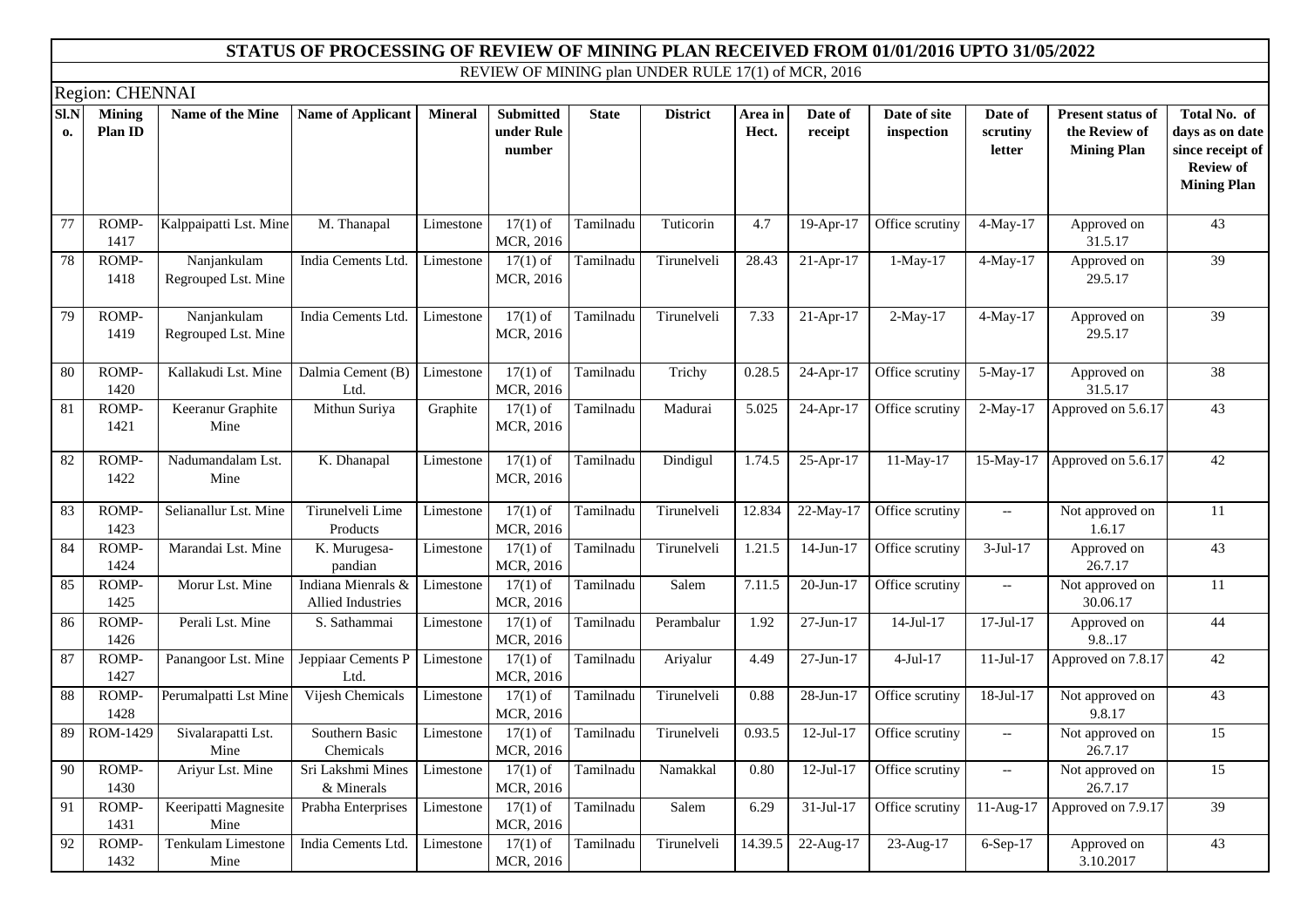**STATUS OF PROCESSING OF REVIEW OF MINING PLAN RECEIVED FROM 01/01/2016 UPTO 31/05/2022**

REVIEW OF MINING plan UNDER RULE 17(1) of MCR, 2016

Region: CHENNAI

| Sl.No. | Mining Plan ID | Name of the Mine | Name of Applicant | Mineral | Submitted under Rule number | State | District | Area in Hect. | Date of receipt | Date of site inspection | Date of scrutiny letter | Present status of the Review of Mining Plan | Total No. of days as on date since receipt of Review of Mining Plan |
|---|---|---|---|---|---|---|---|---|---|---|---|---|---|
| 77 | ROMP-1417 | Kalppaipatti Lst. Mine | M. Thanapal | Limestone | 17(1) of MCR, 2016 | Tamilnadu | Tuticorin | 4.7 | 19-Apr-17 | Office scrutiny | 4-May-17 | Approved on 31.5.17 | 43 |
| 78 | ROMP-1418 | Nanjankulam Regrouped Lst. Mine | India Cements Ltd. | Limestone | 17(1) of MCR, 2016 | Tamilnadu | Tirunelveli | 28.43 | 21-Apr-17 | 1-May-17 | 4-May-17 | Approved on 29.5.17 | 39 |
| 79 | ROMP-1419 | Nanjankulam Regrouped Lst. Mine | India Cements Ltd. | Limestone | 17(1) of MCR, 2016 | Tamilnadu | Tirunelveli | 7.33 | 21-Apr-17 | 2-May-17 | 4-May-17 | Approved on 29.5.17 | 39 |
| 80 | ROMP-1420 | Kallakudi Lst. Mine | Dalmia Cement (B) Ltd. | Limestone | 17(1) of MCR, 2016 | Tamilnadu | Trichy | 0.28.5 | 24-Apr-17 | Office scrutiny | 5-May-17 | Approved on 31.5.17 | 38 |
| 81 | ROMP-1421 | Keeranur Graphite Mine | Mithun Suriya | Graphite | 17(1) of MCR, 2016 | Tamilnadu | Madurai | 5.025 | 24-Apr-17 | Office scrutiny | 2-May-17 | Approved on 5.6.17 | 43 |
| 82 | ROMP-1422 | Nadumandalam Lst. Mine | K. Dhanapal | Limestone | 17(1) of MCR, 2016 | Tamilnadu | Dindigul | 1.74.5 | 25-Apr-17 | 11-May-17 | 15-May-17 | Approved on 5.6.17 | 42 |
| 83 | ROMP-1423 | Selianallur Lst. Mine | Tirunelveli Lime Products | Limestone | 17(1) of MCR, 2016 | Tamilnadu | Tirunelveli | 12.834 | 22-May-17 | Office scrutiny | -- | Not approved on 1.6.17 | 11 |
| 84 | ROMP-1424 | Marandai Lst. Mine | K. Murugesa-pandian | Limestone | 17(1) of MCR, 2016 | Tamilnadu | Tirunelveli | 1.21.5 | 14-Jun-17 | Office scrutiny | 3-Jul-17 | Approved on 26.7.17 | 43 |
| 85 | ROMP-1425 | Morur Lst. Mine | Indiana Mienrals & Allied Industries | Limestone | 17(1) of MCR, 2016 | Tamilnadu | Salem | 7.11.5 | 20-Jun-17 | Office scrutiny | -- | Not approved on 30.06.17 | 11 |
| 86 | ROMP-1426 | Perali Lst. Mine | S. Sathammai | Limestone | 17(1) of MCR, 2016 | Tamilnadu | Perambalur | 1.92 | 27-Jun-17 | 14-Jul-17 | 17-Jul-17 | Approved on 9.8..17 | 44 |
| 87 | ROMP-1427 | Panangoor Lst. Mine | Jeppiaar Cements P Ltd. | Limestone | 17(1) of MCR, 2016 | Tamilnadu | Ariyalur | 4.49 | 27-Jun-17 | 4-Jul-17 | 11-Jul-17 | Approved on 7.8.17 | 42 |
| 88 | ROMP-1428 | Perumalpatti Lst Mine | Vijesh Chemicals | Limestone | 17(1) of MCR, 2016 | Tamilnadu | Tirunelveli | 0.88 | 28-Jun-17 | Office scrutiny | 18-Jul-17 | Not approved on 9.8.17 | 43 |
| 89 | ROM-1429 | Sivalarapatti Lst. Mine | Southern Basic Chemicals | Limestone | 17(1) of MCR, 2016 | Tamilnadu | Tirunelveli | 0.93.5 | 12-Jul-17 | Office scrutiny | -- | Not approved on 26.7.17 | 15 |
| 90 | ROMP-1430 | Ariyur Lst. Mine | Sri Lakshmi Mines & Minerals | Limestone | 17(1) of MCR, 2016 | Tamilnadu | Namakkal | 0.80 | 12-Jul-17 | Office scrutiny | -- | Not approved on 26.7.17 | 15 |
| 91 | ROMP-1431 | Keeripatti Magnesite Mine | Prabha Enterprises | Limestone | 17(1) of MCR, 2016 | Tamilnadu | Salem | 6.29 | 31-Jul-17 | Office scrutiny | 11-Aug-17 | Approved on 7.9.17 | 39 |
| 92 | ROMP-1432 | Tenkulam Limestone Mine | India Cements Ltd. | Limestone | 17(1) of MCR, 2016 | Tamilnadu | Tirunelveli | 14.39.5 | 22-Aug-17 | 23-Aug-17 | 6-Sep-17 | Approved on 3.10.2017 | 43 |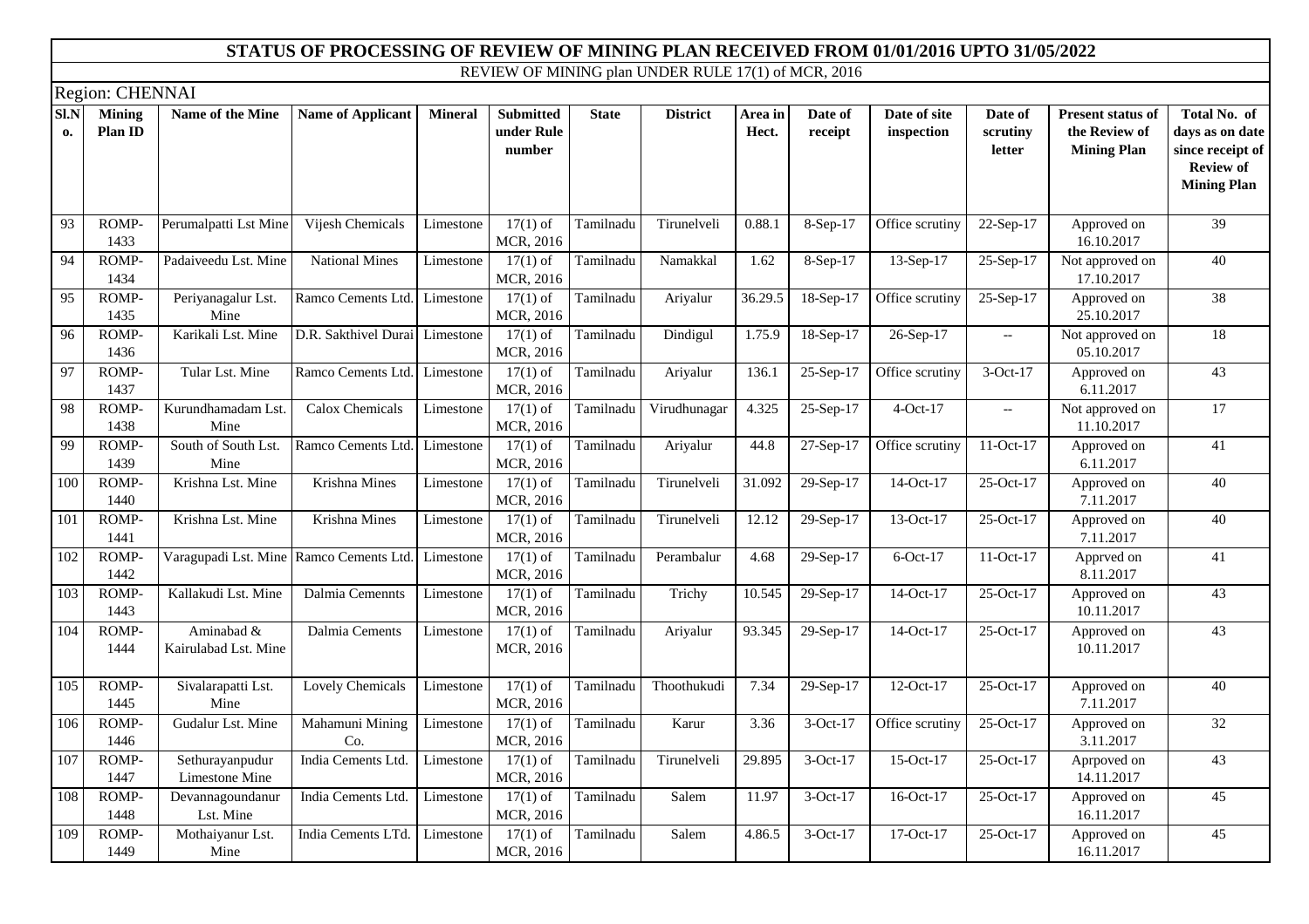# STATUS OF PROCESSING OF REVIEW OF MINING PLAN RECEIVED FROM 01/01/2016 UPTO 31/05/2022

REVIEW OF MINING plan UNDER RULE 17(1) of MCR, 2016

Region: CHENNAI

| Sl.No. | Mining Plan ID | Name of the Mine | Name of Applicant | Mineral | Submitted under Rule number | State | District | Area in Hect. | Date of receipt | Date of site inspection | Date of scrutiny letter | Present status of the Review of Mining Plan | Total No. of days as on date since receipt of Review of Mining Plan |
|---|---|---|---|---|---|---|---|---|---|---|---|---|---|
| 93 | ROMP-1433 | Perumalpatti Lst Mine | Vijesh Chemicals | Limestone | 17(1) of MCR, 2016 | Tamilnadu | Tirunelveli | 0.88.1 | 8-Sep-17 | Office scrutiny | 22-Sep-17 | Approved on 16.10.2017 | 39 |
| 94 | ROMP-1434 | Padaiveedu Lst. Mine | National Mines | Limestone | 17(1) of MCR, 2016 | Tamilnadu | Namakkal | 1.62 | 8-Sep-17 | 13-Sep-17 | 25-Sep-17 | Not approved on 17.10.2017 | 40 |
| 95 | ROMP-1435 | Periyanagalur Lst. Mine | Ramco Cements Ltd. | Limestone | 17(1) of MCR, 2016 | Tamilnadu | Ariyalur | 36.29.5 | 18-Sep-17 | Office scrutiny | 25-Sep-17 | Approved on 25.10.2017 | 38 |
| 96 | ROMP-1436 | Karikali Lst. Mine | D.R. Sakthivel Durai | Limestone | 17(1) of MCR, 2016 | Tamilnadu | Dindigul | 1.75.9 | 18-Sep-17 | 26-Sep-17 | -- | Not approved on 05.10.2017 | 18 |
| 97 | ROMP-1437 | Tular Lst. Mine | Ramco Cements Ltd. | Limestone | 17(1) of MCR, 2016 | Tamilnadu | Ariyalur | 136.1 | 25-Sep-17 | Office scrutiny | 3-Oct-17 | Approved on 6.11.2017 | 43 |
| 98 | ROMP-1438 | Kurundhamadam Lst. Mine | Calox Chemicals | Limestone | 17(1) of MCR, 2016 | Tamilnadu | Virudhunagar | 4.325 | 25-Sep-17 | 4-Oct-17 | -- | Not approved on 11.10.2017 | 17 |
| 99 | ROMP-1439 | South of South Lst. Mine | Ramco Cements Ltd. | Limestone | 17(1) of MCR, 2016 | Tamilnadu | Ariyalur | 44.8 | 27-Sep-17 | Office scrutiny | 11-Oct-17 | Approved on 6.11.2017 | 41 |
| 100 | ROMP-1440 | Krishna Lst. Mine | Krishna Mines | Limestone | 17(1) of MCR, 2016 | Tamilnadu | Tirunelveli | 31.092 | 29-Sep-17 | 14-Oct-17 | 25-Oct-17 | Approved on 7.11.2017 | 40 |
| 101 | ROMP-1441 | Krishna Lst. Mine | Krishna Mines | Limestone | 17(1) of MCR, 2016 | Tamilnadu | Tirunelveli | 12.12 | 29-Sep-17 | 13-Oct-17 | 25-Oct-17 | Approved on 7.11.2017 | 40 |
| 102 | ROMP-1442 | Varagupadi Lst. Mine | Ramco Cements Ltd. | Limestone | 17(1) of MCR, 2016 | Tamilnadu | Perambalur | 4.68 | 29-Sep-17 | 6-Oct-17 | 11-Oct-17 | Apprved on 8.11.2017 | 41 |
| 103 | ROMP-1443 | Kallakudi Lst. Mine | Dalmia Cemennts | Limestone | 17(1) of MCR, 2016 | Tamilnadu | Trichy | 10.545 | 29-Sep-17 | 14-Oct-17 | 25-Oct-17 | Approved on 10.11.2017 | 43 |
| 104 | ROMP-1444 | Aminabad & Kairulabad Lst. Mine | Dalmia Cements | Limestone | 17(1) of MCR, 2016 | Tamilnadu | Ariyalur | 93.345 | 29-Sep-17 | 14-Oct-17 | 25-Oct-17 | Approved on 10.11.2017 | 43 |
| 105 | ROMP-1445 | Sivalarapatti Lst. Mine | Lovely Chemicals | Limestone | 17(1) of MCR, 2016 | Tamilnadu | Thoothukudi | 7.34 | 29-Sep-17 | 12-Oct-17 | 25-Oct-17 | Approved on 7.11.2017 | 40 |
| 106 | ROMP-1446 | Gudalur Lst. Mine | Mahamuni Mining Co. | Limestone | 17(1) of MCR, 2016 | Tamilnadu | Karur | 3.36 | 3-Oct-17 | Office scrutiny | 25-Oct-17 | Approved on 3.11.2017 | 32 |
| 107 | ROMP-1447 | Sethurayanpudur Limestone Mine | India Cements Ltd. | Limestone | 17(1) of MCR, 2016 | Tamilnadu | Tirunelveli | 29.895 | 3-Oct-17 | 15-Oct-17 | 25-Oct-17 | Aprpoved on 14.11.2017 | 43 |
| 108 | ROMP-1448 | Devannagoundanur Lst. Mine | India Cements Ltd. | Limestone | 17(1) of MCR, 2016 | Tamilnadu | Salem | 11.97 | 3-Oct-17 | 16-Oct-17 | 25-Oct-17 | Approved on 16.11.2017 | 45 |
| 109 | ROMP-1449 | Mothaiyanur Lst. Mine | India Cements LTd. | Limestone | 17(1) of MCR, 2016 | Tamilnadu | Salem | 4.86.5 | 3-Oct-17 | 17-Oct-17 | 25-Oct-17 | Approved on 16.11.2017 | 45 |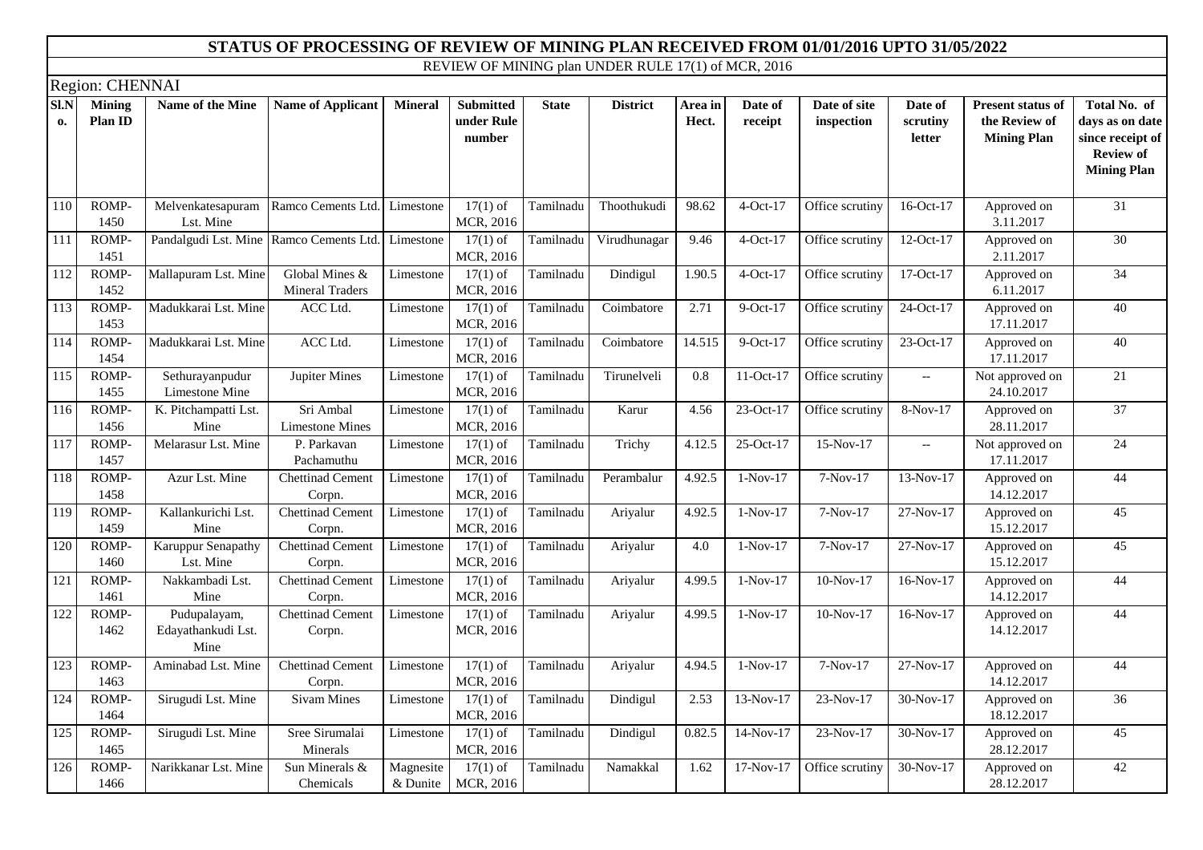# STATUS OF PROCESSING OF REVIEW OF MINING PLAN RECEIVED FROM 01/01/2016 UPTO 31/05/2022

REVIEW OF MINING plan UNDER RULE 17(1) of MCR, 2016

Region: CHENNAI

| Sl.No. | Mining Plan ID | Name of the Mine | Name of Applicant | Mineral | Submitted under Rule number | State | District | Area in Hect. | Date of receipt | Date of site inspection | Date of scrutiny letter | Present status of the Review of Mining Plan | Total No. of days as on date since receipt of Review of Mining Plan |
|---|---|---|---|---|---|---|---|---|---|---|---|---|---|
| 110 | ROMP-1450 | Melvenkatesapuram Lst. Mine | Ramco Cements Ltd. | Limestone | 17(1) of MCR, 2016 | Tamilnadu | Thoothukudi | 98.62 | 4-Oct-17 | Office scrutiny | 16-Oct-17 | Approved on 3.11.2017 | 31 |
| 111 | ROMP-1451 | Pandalgudi Lst. Mine | Ramco Cements Ltd. | Limestone | 17(1) of MCR, 2016 | Tamilnadu | Virudhunagar | 9.46 | 4-Oct-17 | Office scrutiny | 12-Oct-17 | Approved on 2.11.2017 | 30 |
| 112 | ROMP-1452 | Mallapuram Lst. Mine | Global Mines & Mineral Traders | Limestone | 17(1) of MCR, 2016 | Tamilnadu | Dindigul | 1.90.5 | 4-Oct-17 | Office scrutiny | 17-Oct-17 | Approved on 6.11.2017 | 34 |
| 113 | ROMP-1453 | Madukkarai Lst. Mine | ACC Ltd. | Limestone | 17(1) of MCR, 2016 | Tamilnadu | Coimbatore | 2.71 | 9-Oct-17 | Office scrutiny | 24-Oct-17 | Approved on 17.11.2017 | 40 |
| 114 | ROMP-1454 | Madukkarai Lst. Mine | ACC Ltd. | Limestone | 17(1) of MCR, 2016 | Tamilnadu | Coimbatore | 14.515 | 9-Oct-17 | Office scrutiny | 23-Oct-17 | Approved on 17.11.2017 | 40 |
| 115 | ROMP-1455 | Sethurayanpudur Limestone Mine | Jupiter Mines | Limestone | 17(1) of MCR, 2016 | Tamilnadu | Tirunelveli | 0.8 | 11-Oct-17 | Office scrutiny | -- | Not approved on 24.10.2017 | 21 |
| 116 | ROMP-1456 | K. Pitchampatti Lst. Mine | Sri Ambal Limestone Mines | Limestone | 17(1) of MCR, 2016 | Tamilnadu | Karur | 4.56 | 23-Oct-17 | Office scrutiny | 8-Nov-17 | Approved on 28.11.2017 | 37 |
| 117 | ROMP-1457 | Melarasur Lst. Mine | P. Parkavan Pachamuthu | Limestone | 17(1) of MCR, 2016 | Tamilnadu | Trichy | 4.12.5 | 25-Oct-17 | 15-Nov-17 | -- | Not approved on 17.11.2017 | 24 |
| 118 | ROMP-1458 | Azur Lst. Mine | Chettinad Cement Corpn. | Limestone | 17(1) of MCR, 2016 | Tamilnadu | Perambalur | 4.92.5 | 1-Nov-17 | 7-Nov-17 | 13-Nov-17 | Approved on 14.12.2017 | 44 |
| 119 | ROMP-1459 | Kallankurichi Lst. Mine | Chettinad Cement Corpn. | Limestone | 17(1) of MCR, 2016 | Tamilnadu | Ariyalur | 4.92.5 | 1-Nov-17 | 7-Nov-17 | 27-Nov-17 | Approved on 15.12.2017 | 45 |
| 120 | ROMP-1460 | Karuppur Senapathy Lst. Mine | Chettinad Cement Corpn. | Limestone | 17(1) of MCR, 2016 | Tamilnadu | Ariyalur | 4.0 | 1-Nov-17 | 7-Nov-17 | 27-Nov-17 | Approved on 15.12.2017 | 45 |
| 121 | ROMP-1461 | Nakkambadi Lst. Mine | Chettinad Cement Corpn. | Limestone | 17(1) of MCR, 2016 | Tamilnadu | Ariyalur | 4.99.5 | 1-Nov-17 | 10-Nov-17 | 16-Nov-17 | Approved on 14.12.2017 | 44 |
| 122 | ROMP-1462 | Pudupalayam, Edayathankudi Lst. Mine | Chettinad Cement Corpn. | Limestone | 17(1) of MCR, 2016 | Tamilnadu | Ariyalur | 4.99.5 | 1-Nov-17 | 10-Nov-17 | 16-Nov-17 | Approved on 14.12.2017 | 44 |
| 123 | ROMP-1463 | Aminabad Lst. Mine | Chettinad Cement Corpn. | Limestone | 17(1) of MCR, 2016 | Tamilnadu | Ariyalur | 4.94.5 | 1-Nov-17 | 7-Nov-17 | 27-Nov-17 | Approved on 14.12.2017 | 44 |
| 124 | ROMP-1464 | Sirugudi Lst. Mine | Sivam Mines | Limestone | 17(1) of MCR, 2016 | Tamilnadu | Dindigul | 2.53 | 13-Nov-17 | 23-Nov-17 | 30-Nov-17 | Approved on 18.12.2017 | 36 |
| 125 | ROMP-1465 | Sirugudi Lst. Mine | Sree Sirumalai Minerals | Limestone | 17(1) of MCR, 2016 | Tamilnadu | Dindigul | 0.82.5 | 14-Nov-17 | 23-Nov-17 | 30-Nov-17 | Approved on 28.12.2017 | 45 |
| 126 | ROMP-1466 | Narikkanar Lst. Mine | Sun Minerals & Chemicals | Magnesite & Dunite | 17(1) of MCR, 2016 | Tamilnadu | Namakkal | 1.62 | 17-Nov-17 | Office scrutiny | 30-Nov-17 | Approved on 28.12.2017 | 42 |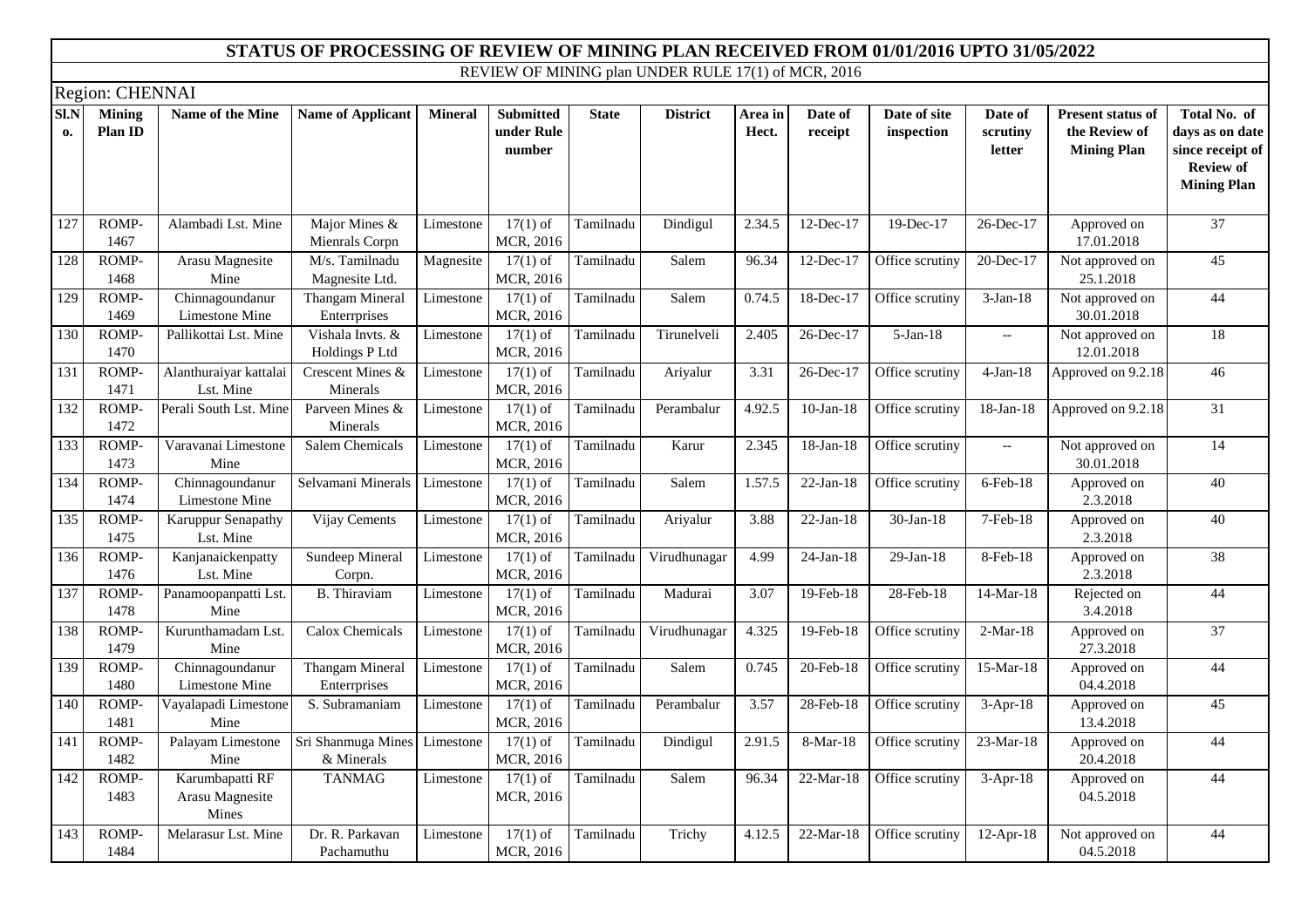# STATUS OF PROCESSING OF REVIEW OF MINING PLAN RECEIVED FROM 01/01/2016 UPTO 31/05/2022

## REVIEW OF MINING plan UNDER RULE 17(1) of MCR, 2016

Region: CHENNAI

| Sl.No. | Mining Plan ID | Name of the Mine | Name of Applicant | Mineral | Submitted under Rule number | State | District | Area in Hect. | Date of receipt | Date of site inspection | Date of scrutiny letter | Present status of the Review of Mining Plan | Total No. of days as on date since receipt of Review of Mining Plan |
|---|---|---|---|---|---|---|---|---|---|---|---|---|---|
| 127 | ROMP-1467 | Alambadi Lst. Mine | Major Mines & Mienrals Corpn | Limestone | 17(1) of MCR, 2016 | Tamilnadu | Dindigul | 2.34.5 | 12-Dec-17 | 19-Dec-17 | 26-Dec-17 | Approved on 17.01.2018 | 37 |
| 128 | ROMP-1468 | Arasu Magnesite Mine | M/s. Tamilnadu Magnesite Ltd. | Magnesite | 17(1) of MCR, 2016 | Tamilnadu | Salem | 96.34 | 12-Dec-17 | Office scrutiny | 20-Dec-17 | Not approved on 25.1.2018 | 45 |
| 129 | ROMP-1469 | Chinnagoundanur Limestone Mine | Thangam Mineral Enterrprises | Limestone | 17(1) of MCR, 2016 | Tamilnadu | Salem | 0.74.5 | 18-Dec-17 | Office scrutiny | 3-Jan-18 | Not approved on 30.01.2018 | 44 |
| 130 | ROMP-1470 | Pallikottai Lst. Mine | Vishala Invts. & Holdings P Ltd | Limestone | 17(1) of MCR, 2016 | Tamilnadu | Tirunelveli | 2.405 | 26-Dec-17 | 5-Jan-18 | -- | Not approved on 12.01.2018 | 18 |
| 131 | ROMP-1471 | Alanthuraiyar kattalai Lst. Mine | Crescent Mines & Minerals | Limestone | 17(1) of MCR, 2016 | Tamilnadu | Ariyalur | 3.31 | 26-Dec-17 | Office scrutiny | 4-Jan-18 | Approved on 9.2.18 | 46 |
| 132 | ROMP-1472 | Perali South Lst. Mine | Parveen Mines & Minerals | Limestone | 17(1) of MCR, 2016 | Tamilnadu | Perambalur | 4.92.5 | 10-Jan-18 | Office scrutiny | 18-Jan-18 | Approved on 9.2.18 | 31 |
| 133 | ROMP-1473 | Varavanai Limestone Mine | Salem Chemicals | Limestone | 17(1) of MCR, 2016 | Tamilnadu | Karur | 2.345 | 18-Jan-18 | Office scrutiny | -- | Not approved on 30.01.2018 | 14 |
| 134 | ROMP-1474 | Chinnagoundanur Limestone Mine | Selvamani Minerals | Limestone | 17(1) of MCR, 2016 | Tamilnadu | Salem | 1.57.5 | 22-Jan-18 | Office scrutiny | 6-Feb-18 | Approved on 2.3.2018 | 40 |
| 135 | ROMP-1475 | Karuppur Senapathy Lst. Mine | Vijay Cements | Limestone | 17(1) of MCR, 2016 | Tamilnadu | Ariyalur | 3.88 | 22-Jan-18 | 30-Jan-18 | 7-Feb-18 | Approved on 2.3.2018 | 40 |
| 136 | ROMP-1476 | Kanjanaickenpatty Lst. Mine | Sundeep Mineral Corpn. | Limestone | 17(1) of MCR, 2016 | Tamilnadu | Virudhunagar | 4.99 | 24-Jan-18 | 29-Jan-18 | 8-Feb-18 | Approved on 2.3.2018 | 38 |
| 137 | ROMP-1478 | Panamoopanpatti Lst. Mine | B. Thiraviam | Limestone | 17(1) of MCR, 2016 | Tamilnadu | Madurai | 3.07 | 19-Feb-18 | 28-Feb-18 | 14-Mar-18 | Rejected on 3.4.2018 | 44 |
| 138 | ROMP-1479 | Kurunthamadam Lst. Mine | Calox Chemicals | Limestone | 17(1) of MCR, 2016 | Tamilnadu | Virudhunagar | 4.325 | 19-Feb-18 | Office scrutiny | 2-Mar-18 | Approved on 27.3.2018 | 37 |
| 139 | ROMP-1480 | Chinnagoundanur Limestone Mine | Thangam Mineral Enterrprises | Limestone | 17(1) of MCR, 2016 | Tamilnadu | Salem | 0.745 | 20-Feb-18 | Office scrutiny | 15-Mar-18 | Approved on 04.4.2018 | 44 |
| 140 | ROMP-1481 | Vayalapadi Limestone Mine | S. Subramaniam | Limestone | 17(1) of MCR, 2016 | Tamilnadu | Perambalur | 3.57 | 28-Feb-18 | Office scrutiny | 3-Apr-18 | Approved on 13.4.2018 | 45 |
| 141 | ROMP-1482 | Palayam Limestone Mine | Sri Shanmuga Mines & Minerals | Limestone | 17(1) of MCR, 2016 | Tamilnadu | Dindigul | 2.91.5 | 8-Mar-18 | Office scrutiny | 23-Mar-18 | Approved on 20.4.2018 | 44 |
| 142 | ROMP-1483 | Karumbapatti RF Arasu Magnesite Mines | TANMAG | Limestone | 17(1) of MCR, 2016 | Tamilnadu | Salem | 96.34 | 22-Mar-18 | Office scrutiny | 3-Apr-18 | Approved on 04.5.2018 | 44 |
| 143 | ROMP-1484 | Melarasur Lst. Mine | Dr. R. Parkavan Pachamuthu | Limestone | 17(1) of MCR, 2016 | Tamilnadu | Trichy | 4.12.5 | 22-Mar-18 | Office scrutiny | 12-Apr-18 | Not approved on 04.5.2018 | 44 |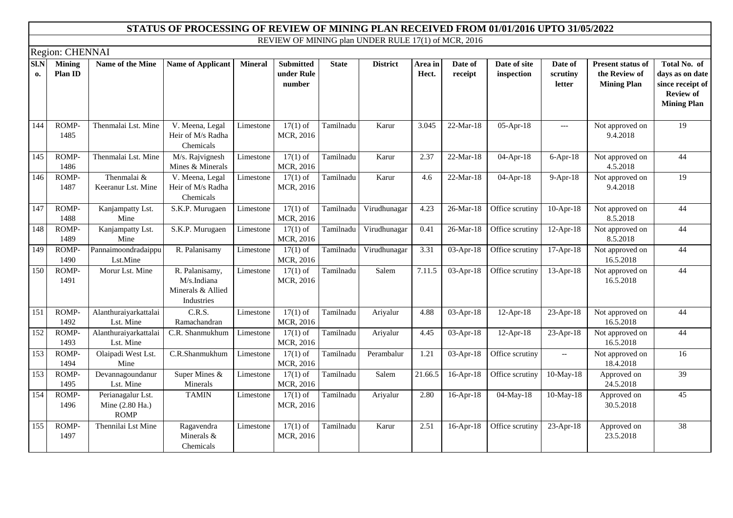# STATUS OF PROCESSING OF REVIEW OF MINING PLAN RECEIVED FROM 01/01/2016 UPTO 31/05/2022

REVIEW OF MINING plan UNDER RULE 17(1) of MCR, 2016

Region: CHENNAI

| Sl.No. | Mining Plan ID | Name of the Mine | Name of Applicant | Mineral | Submitted under Rule number | State | District | Area in Hect. | Date of receipt | Date of site inspection | Date of scrutiny letter | Present status of the Review of Mining Plan | Total No. of days as on date since receipt of Review of Mining Plan |
|---|---|---|---|---|---|---|---|---|---|---|---|---|---|
| 144 | ROMP-1485 | Thenmalai Lst. Mine | V. Meena, Legal Heir of M/s Radha Chemicals | Limestone | 17(1) of MCR, 2016 | Tamilnadu | Karur | 3.045 | 22-Mar-18 | 05-Apr-18 | --- | Not approved on 9.4.2018 | 19 |
| 145 | ROMP-1486 | Thenmalai Lst. Mine | M/s. Rajvignesh Mines & Minerals | Limestone | 17(1) of MCR, 2016 | Tamilnadu | Karur | 2.37 | 22-Mar-18 | 04-Apr-18 | 6-Apr-18 | Not approved on 4.5.2018 | 44 |
| 146 | ROMP-1487 | Thenmalai & Keeranur Lst. Mine | V. Meena, Legal Heir of M/s Radha Chemicals | Limestone | 17(1) of MCR, 2016 | Tamilnadu | Karur | 4.6 | 22-Mar-18 | 04-Apr-18 | 9-Apr-18 | Not approved on 9.4.2018 | 19 |
| 147 | ROMP-1488 | Kanjampatty Lst. Mine | S.K.P. Murugaen | Limestone | 17(1) of MCR, 2016 | Tamilnadu | Virudhunagar | 4.23 | 26-Mar-18 | Office scrutiny | 10-Apr-18 | Not approved on 8.5.2018 | 44 |
| 148 | ROMP-1489 | Kanjampatty Lst. Mine | S.K.P. Murugaen | Limestone | 17(1) of MCR, 2016 | Tamilnadu | Virudhunagar | 0.41 | 26-Mar-18 | Office scrutiny | 12-Apr-18 | Not approved on 8.5.2018 | 44 |
| 149 | ROMP-1490 | Pannaimoondradaippu Lst.Mine | R. Palanisamy | Limestone | 17(1) of MCR, 2016 | Tamilnadu | Virudhunagar | 3.31 | 03-Apr-18 | Office scrutiny | 17-Apr-18 | Not approved on 16.5.2018 | 44 |
| 150 | ROMP-1491 | Morur Lst. Mine | R. Palanisamy, M/s.Indiana Minerals & Allied Industries | Limestone | 17(1) of MCR, 2016 | Tamilnadu | Salem | 7.11.5 | 03-Apr-18 | Office scrutiny | 13-Apr-18 | Not approved on 16.5.2018 | 44 |
| 151 | ROMP-1492 | Alanthuraiyarkattalai Lst. Mine | C.R.S. Ramachandran | Limestone | 17(1) of MCR, 2016 | Tamilnadu | Ariyalur | 4.88 | 03-Apr-18 | 12-Apr-18 | 23-Apr-18 | Not approved on 16.5.2018 | 44 |
| 152 | ROMP-1493 | Alanthuraiyarkattalai Lst. Mine | C.R. Shanmukhum | Limestone | 17(1) of MCR, 2016 | Tamilnadu | Ariyalur | 4.45 | 03-Apr-18 | 12-Apr-18 | 23-Apr-18 | Not approved on 16.5.2018 | 44 |
| 153 | ROMP-1494 | Olaipadi West Lst. Mine | C.R.Shanmukhum | Limestone | 17(1) of MCR, 2016 | Tamilnadu | Perambalur | 1.21 | 03-Apr-18 | Office scrutiny | -- | Not approved on 18.4.2018 | 16 |
| 153 | ROMP-1495 | Devannagoundanur Lst. Mine | Super Mines & Minerals | Limestone | 17(1) of MCR, 2016 | Tamilnadu | Salem | 21.66.5 | 16-Apr-18 | Office scrutiny | 10-May-18 | Approved on 24.5.2018 | 39 |
| 154 | ROMP-1496 | Perianagalur Lst. Mine (2.80 Ha.) ROMP | TAMIN | Limestone | 17(1) of MCR, 2016 | Tamilnadu | Ariyalur | 2.80 | 16-Apr-18 | 04-May-18 | 10-May-18 | Approved on 30.5.2018 | 45 |
| 155 | ROMP-1497 | Thennilai Lst Mine | Ragavendra Minerals & Chemicals | Limestone | 17(1) of MCR, 2016 | Tamilnadu | Karur | 2.51 | 16-Apr-18 | Office scrutiny | 23-Apr-18 | Approved on 23.5.2018 | 38 |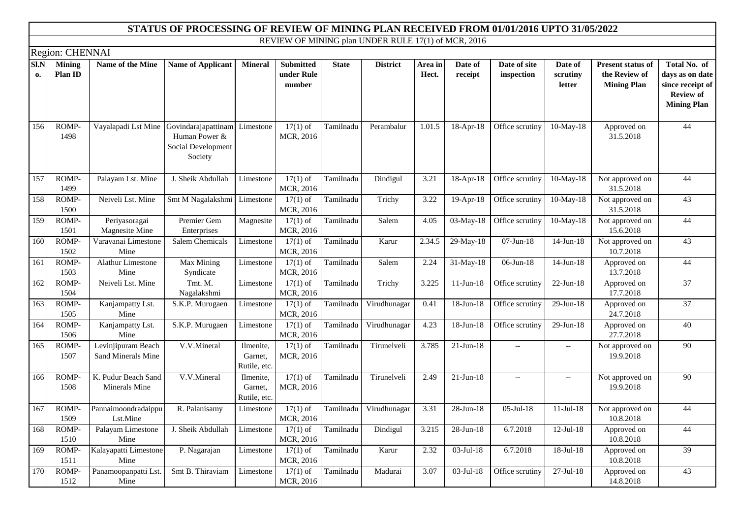# STATUS OF PROCESSING OF REVIEW OF MINING PLAN RECEIVED FROM 01/01/2016 UPTO 31/05/2022

REVIEW OF MINING plan UNDER RULE 17(1) of MCR, 2016

Region: CHENNAI

| Sl.No. | Mining Plan ID | Name of the Mine | Name of Applicant | Mineral | Submitted under Rule number | State | District | Area in Hect. | Date of receipt | Date of site inspection | Date of scrutiny letter | Present status of the Review of Mining Plan | Total No. of days as on date since receipt of Review of Mining Plan |
|---|---|---|---|---|---|---|---|---|---|---|---|---|---|
| 156 | ROMP-1498 | Vayalapadi Lst Mine | Govindarajapattinam Human Power & Social Development Society | Limestone | 17(1) of MCR, 2016 | Tamilnadu | Perambalur | 1.01.5 | 18-Apr-18 | Office scrutiny | 10-May-18 | Approved on 31.5.2018 | 44 |
| 157 | ROMP-1499 | Palayam Lst. Mine | J. Sheik Abdullah | Limestone | 17(1) of MCR, 2016 | Tamilnadu | Dindigul | 3.21 | 18-Apr-18 | Office scrutiny | 10-May-18 | Not approved on 31.5.2018 | 44 |
| 158 | ROMP-1500 | Neiveli Lst. Mine | Smt M Nagalakshmi | Limestone | 17(1) of MCR, 2016 | Tamilnadu | Trichy | 3.22 | 19-Apr-18 | Office scrutiny | 10-May-18 | Not approved on 31.5.2018 | 43 |
| 159 | ROMP-1501 | Periyasoragai Magnesite Mine | Premier Gem Enterprises | Magnesite | 17(1) of MCR, 2016 | Tamilnadu | Salem | 4.05 | 03-May-18 | Office scrutiny | 10-May-18 | Not approved on 15.6.2018 | 44 |
| 160 | ROMP-1502 | Varavanai Limestone Mine | Salem Chemicals | Limestone | 17(1) of MCR, 2016 | Tamilnadu | Karur | 2.34.5 | 29-May-18 | 07-Jun-18 | 14-Jun-18 | Not approved on 10.7.2018 | 43 |
| 161 | ROMP-1503 | Alathur Limestone Mine | Max Mining Syndicate | Limestone | 17(1) of MCR, 2016 | Tamilnadu | Salem | 2.24 | 31-May-18 | 06-Jun-18 | 14-Jun-18 | Approved on 13.7.2018 | 44 |
| 162 | ROMP-1504 | Neiveli Lst. Mine | Tmt. M. Nagalakshmi | Limestone | 17(1) of MCR, 2016 | Tamilnadu | Trichy | 3.225 | 11-Jun-18 | Office scrutiny | 22-Jun-18 | Approved on 17.7.2018 | 37 |
| 163 | ROMP-1505 | Kanjampatty Lst. Mine | S.K.P. Murugaen | Limestone | 17(1) of MCR, 2016 | Tamilnadu | Virudhunagar | 0.41 | 18-Jun-18 | Office scrutiny | 29-Jun-18 | Approved on 24.7.2018 | 37 |
| 164 | ROMP-1506 | Kanjampatty Lst. Mine | S.K.P. Murugaen | Limestone | 17(1) of MCR, 2016 | Tamilnadu | Virudhunagar | 4.23 | 18-Jun-18 | Office scrutiny | 29-Jun-18 | Approved on 27.7.2018 | 40 |
| 165 | ROMP-1507 | Levinjipuram Beach Sand Minerals Mine | V.V.Mineral | Ilmenite, Garnet, Rutile, etc. | 17(1) of MCR, 2016 | Tamilnadu | Tirunelveli | 3.785 | 21-Jun-18 | -- | -- | Not approved on 19.9.2018 | 90 |
| 166 | ROMP-1508 | K. Pudur Beach Sand Minerals Mine | V.V.Mineral | Ilmenite, Garnet, Rutile, etc. | 17(1) of MCR, 2016 | Tamilnadu | Tirunelveli | 2.49 | 21-Jun-18 | -- | -- | Not approved on 19.9.2018 | 90 |
| 167 | ROMP-1509 | Pannaimoondradaippu Lst.Mine | R. Palanisamy | Limestone | 17(1) of MCR, 2016 | Tamilnadu | Virudhunagar | 3.31 | 28-Jun-18 | 05-Jul-18 | 11-Jul-18 | Not approved on 10.8.2018 | 44 |
| 168 | ROMP-1510 | Palayam Limestone Mine | J. Sheik Abdullah | Limestone | 17(1) of MCR, 2016 | Tamilnadu | Dindigul | 3.215 | 28-Jun-18 | 6.7.2018 | 12-Jul-18 | Approved on 10.8.2018 | 44 |
| 169 | ROMP-1511 | Kalayapatti Limestone Mine | P. Nagarajan | Limestone | 17(1) of MCR, 2016 | Tamilnadu | Karur | 2.32 | 03-Jul-18 | 6.7.2018 | 18-Jul-18 | Approved on 10.8.2018 | 39 |
| 170 | ROMP-1512 | Panamoopanpatti Lst. Mine | Smt B. Thiraviam | Limestone | 17(1) of MCR, 2016 | Tamilnadu | Madurai | 3.07 | 03-Jul-18 | Office scrutiny | 27-Jul-18 | Approved on 14.8.2018 | 43 |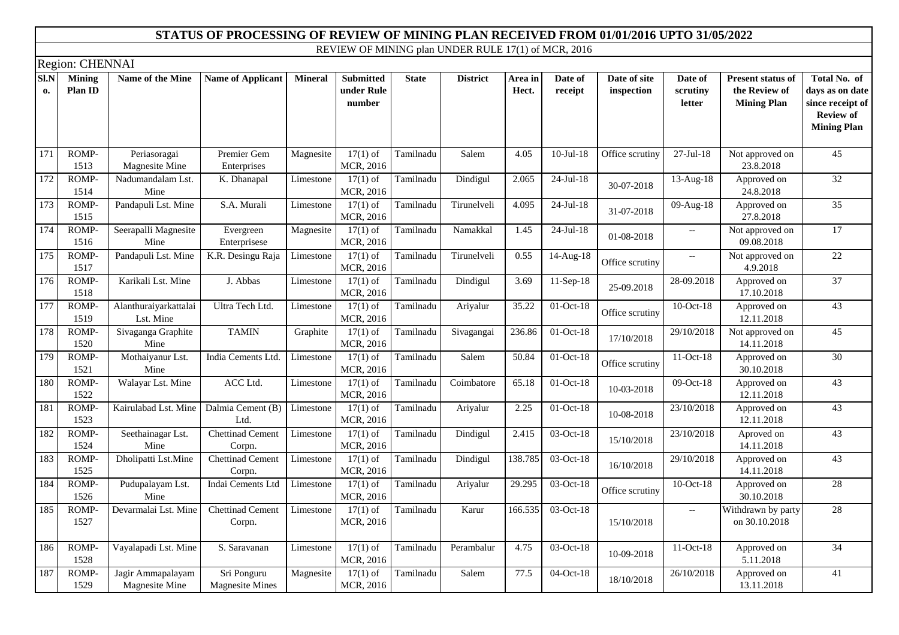## STATUS OF PROCESSING OF REVIEW OF MINING PLAN RECEIVED FROM 01/01/2016 UPTO 31/05/2022

REVIEW OF MINING plan UNDER RULE 17(1) of MCR, 2016

Region: CHENNAI

| Sl.No. | Mining Plan ID | Name of the Mine | Name of Applicant | Mineral | Submitted under Rule number | State | District | Area in Hect. | Date of receipt | Date of site inspection | Date of scrutiny letter | Present status of the Review of Mining Plan | Total No. of days as on date since receipt of Review of Mining Plan |
|---|---|---|---|---|---|---|---|---|---|---|---|---|---|
| 171 | ROMP-1513 | Periasoragai Magnesite Mine | Premier Gem Enterprises | Magnesite | 17(1) of MCR, 2016 | Tamilnadu | Salem | 4.05 | 10-Jul-18 | Office scrutiny | 27-Jul-18 | Not approved on 23.8.2018 | 45 |
| 172 | ROMP-1514 | Nadumandalam Lst. Mine | K. Dhanapal | Limestone | 17(1) of MCR, 2016 | Tamilnadu | Dindigul | 2.065 | 24-Jul-18 | 30-07-2018 | 13-Aug-18 | Approved on 24.8.2018 | 32 |
| 173 | ROMP-1515 | Pandapuli Lst. Mine | S.A. Murali | Limestone | 17(1) of MCR, 2016 | Tamilnadu | Tirunelveli | 4.095 | 24-Jul-18 | 31-07-2018 | 09-Aug-18 | Approved on 27.8.2018 | 35 |
| 174 | ROMP-1516 | Seerapalli Magnesite Mine | Evergreen Enterprisese | Magnesite | 17(1) of MCR, 2016 | Tamilnadu | Namakkal | 1.45 | 24-Jul-18 | 01-08-2018 | -- | Not approved on 09.08.2018 | 17 |
| 175 | ROMP-1517 | Pandapuli Lst. Mine | K.R. Desingu Raja | Limestone | 17(1) of MCR, 2016 | Tamilnadu | Tirunelveli | 0.55 | 14-Aug-18 | Office scrutiny | -- | Not approved on 4.9.2018 | 22 |
| 176 | ROMP-1518 | Karikali Lst. Mine | J. Abbas | Limestone | 17(1) of MCR, 2016 | Tamilnadu | Dindigul | 3.69 | 11-Sep-18 | 25-09.2018 | 28-09.2018 | Approved on 17.10.2018 | 37 |
| 177 | ROMP-1519 | Alanthuraiyarkattalai Lst. Mine | Ultra Tech Ltd. | Limestone | 17(1) of MCR, 2016 | Tamilnadu | Ariyalur | 35.22 | 01-Oct-18 | Office scrutiny | 10-Oct-18 | Approved on 12.11.2018 | 43 |
| 178 | ROMP-1520 | Sivaganga Graphite Mine | TAMIN | Graphite | 17(1) of MCR, 2016 | Tamilnadu | Sivagangai | 236.86 | 01-Oct-18 | 17/10/2018 | 29/10/2018 | Not approved on 14.11.2018 | 45 |
| 179 | ROMP-1521 | Mothaiyanur Lst. Mine | India Cements Ltd. | Limestone | 17(1) of MCR, 2016 | Tamilnadu | Salem | 50.84 | 01-Oct-18 | Office scrutiny | 11-Oct-18 | Approved on 30.10.2018 | 30 |
| 180 | ROMP-1522 | Walayar Lst. Mine | ACC Ltd. | Limestone | 17(1) of MCR, 2016 | Tamilnadu | Coimbatore | 65.18 | 01-Oct-18 | 10-03-2018 | 09-Oct-18 | Approved on 12.11.2018 | 43 |
| 181 | ROMP-1523 | Kairulabad Lst. Mine | Dalmia Cement (B) Ltd. | Limestone | 17(1) of MCR, 2016 | Tamilnadu | Ariyalur | 2.25 | 01-Oct-18 | 10-08-2018 | 23/10/2018 | Approved on 12.11.2018 | 43 |
| 182 | ROMP-1524 | Seethainagar Lst. Mine | Chettinad Cement Corpn. | Limestone | 17(1) of MCR, 2016 | Tamilnadu | Dindigul | 2.415 | 03-Oct-18 | 15/10/2018 | 23/10/2018 | Aproved on 14.11.2018 | 43 |
| 183 | ROMP-1525 | Dholipatti Lst.Mine | Chettinad Cement Corpn. | Limestone | 17(1) of MCR, 2016 | Tamilnadu | Dindigul | 138.785 | 03-Oct-18 | 16/10/2018 | 29/10/2018 | Approved on 14.11.2018 | 43 |
| 184 | ROMP-1526 | Pudupalayam Lst. Mine | Indai Cements Ltd | Limestone | 17(1) of MCR, 2016 | Tamilnadu | Ariyalur | 29.295 | 03-Oct-18 | Office scrutiny | 10-Oct-18 | Approved on 30.10.2018 | 28 |
| 185 | ROMP-1527 | Devarmalai Lst. Mine | Chettinad Cement Corpn. | Limestone | 17(1) of MCR, 2016 | Tamilnadu | Karur | 166.535 | 03-Oct-18 | 15/10/2018 | -- | Withdrawn by party on 30.10.2018 | 28 |
| 186 | ROMP-1528 | Vayalapadi Lst. Mine | S. Saravanan | Limestone | 17(1) of MCR, 2016 | Tamilnadu | Perambalur | 4.75 | 03-Oct-18 | 10-09-2018 | 11-Oct-18 | Approved on 5.11.2018 | 34 |
| 187 | ROMP-1529 | Jagir Ammapalayam Magnesite Mine | Sri Ponguru Magnesite Mines | Magnesite | 17(1) of MCR, 2016 | Tamilnadu | Salem | 77.5 | 04-Oct-18 | 18/10/2018 | 26/10/2018 | Approved on 13.11.2018 | 41 |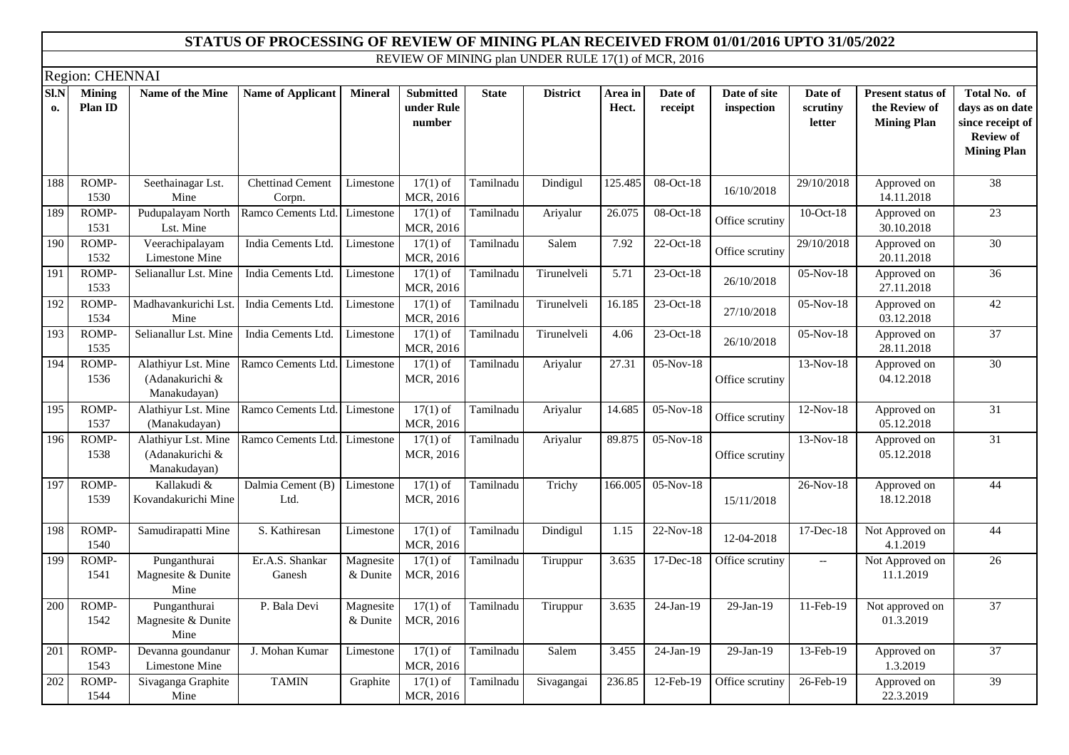# STATUS OF PROCESSING OF REVIEW OF MINING PLAN RECEIVED FROM 01/01/2016 UPTO 31/05/2022

REVIEW OF MINING plan UNDER RULE 17(1) of MCR, 2016

Region: CHENNAI

| Sl.No. | Mining Plan ID | Name of the Mine | Name of Applicant | Mineral | Submitted under Rule number | State | District | Area in Hect. | Date of receipt | Date of site inspection | Date of scrutiny letter | Present status of the Review of Mining Plan | Total No. of days as on date since receipt of Review of Mining Plan |
|---|---|---|---|---|---|---|---|---|---|---|---|---|---|
| 188 | ROMP-1530 | Seethainagar Lst. Mine | Chettinad Cement Corpn. | Limestone | 17(1) of MCR, 2016 | Tamilnadu | Dindigul | 125.485 | 08-Oct-18 | 16/10/2018 | 29/10/2018 | Approved on 14.11.2018 | 38 |
| 189 | ROMP-1531 | Pudupalayam North Lst. Mine | Ramco Cements Ltd. | Limestone | 17(1) of MCR, 2016 | Tamilnadu | Ariyalur | 26.075 | 08-Oct-18 | Office scrutiny | 10-Oct-18 | Approved on 30.10.2018 | 23 |
| 190 | ROMP-1532 | Veerachipalayam Limestone Mine | India Cements Ltd. | Limestone | 17(1) of MCR, 2016 | Tamilnadu | Salem | 7.92 | 22-Oct-18 | Office scrutiny | 29/10/2018 | Approved on 20.11.2018 | 30 |
| 191 | ROMP-1533 | Selianallur Lst. Mine | India Cements Ltd. | Limestone | 17(1) of MCR, 2016 | Tamilnadu | Tirunelveli | 5.71 | 23-Oct-18 | 26/10/2018 | 05-Nov-18 | Approved on 27.11.2018 | 36 |
| 192 | ROMP-1534 | Madhavankurichi Lst. Mine | India Cements Ltd. | Limestone | 17(1) of MCR, 2016 | Tamilnadu | Tirunelveli | 16.185 | 23-Oct-18 | 27/10/2018 | 05-Nov-18 | Approved on 03.12.2018 | 42 |
| 193 | ROMP-1535 | Selianallur Lst. Mine | India Cements Ltd. | Limestone | 17(1) of MCR, 2016 | Tamilnadu | Tirunelveli | 4.06 | 23-Oct-18 | 26/10/2018 | 05-Nov-18 | Approved on 28.11.2018 | 37 |
| 194 | ROMP-1536 | Alathiyur Lst. Mine (Adanakurichi & Manakudayan) | Ramco Cements Ltd. | Limestone | 17(1) of MCR, 2016 | Tamilnadu | Ariyalur | 27.31 | 05-Nov-18 | Office scrutiny | 13-Nov-18 | Approved on 04.12.2018 | 30 |
| 195 | ROMP-1537 | Alathiyur Lst. Mine (Manakudayan) | Ramco Cements Ltd. | Limestone | 17(1) of MCR, 2016 | Tamilnadu | Ariyalur | 14.685 | 05-Nov-18 | Office scrutiny | 12-Nov-18 | Approved on 05.12.2018 | 31 |
| 196 | ROMP-1538 | Alathiyur Lst. Mine (Adanakurichi & Manakudayan) | Ramco Cements Ltd. | Limestone | 17(1) of MCR, 2016 | Tamilnadu | Ariyalur | 89.875 | 05-Nov-18 | Office scrutiny | 13-Nov-18 | Approved on 05.12.2018 | 31 |
| 197 | ROMP-1539 | Kallakudi & Kovandakurichi Mine | Dalmia Cement (B) Ltd. | Limestone | 17(1) of MCR, 2016 | Tamilnadu | Trichy | 166.005 | 05-Nov-18 | 15/11/2018 | 26-Nov-18 | Approved on 18.12.2018 | 44 |
| 198 | ROMP-1540 | Samudirapatti Mine | S. Kathiresan | Limestone | 17(1) of MCR, 2016 | Tamilnadu | Dindigul | 1.15 | 22-Nov-18 | 12-04-2018 | 17-Dec-18 | Not Approved on 4.1.2019 | 44 |
| 199 | ROMP-1541 | Punganthurai Magnesite & Dunite Mine | Er.A.S. Shankar Ganesh | Magnesite & Dunite | 17(1) of MCR, 2016 | Tamilnadu | Tiruppur | 3.635 | 17-Dec-18 | Office scrutiny | -- | Not Approved on 11.1.2019 | 26 |
| 200 | ROMP-1542 | Punganthurai Magnesite & Dunite Mine | P. Bala Devi | Magnesite & Dunite | 17(1) of MCR, 2016 | Tamilnadu | Tiruppur | 3.635 | 24-Jan-19 | 29-Jan-19 | 11-Feb-19 | Not approved on 01.3.2019 | 37 |
| 201 | ROMP-1543 | Devanna goundanur Limestone Mine | J. Mohan Kumar | Limestone | 17(1) of MCR, 2016 | Tamilnadu | Salem | 3.455 | 24-Jan-19 | 29-Jan-19 | 13-Feb-19 | Approved on 1.3.2019 | 37 |
| 202 | ROMP-1544 | Sivaganga Graphite Mine | TAMIN | Graphite | 17(1) of MCR, 2016 | Tamilnadu | Sivagangai | 236.85 | 12-Feb-19 | Office scrutiny | 26-Feb-19 | Approved on 22.3.2019 | 39 |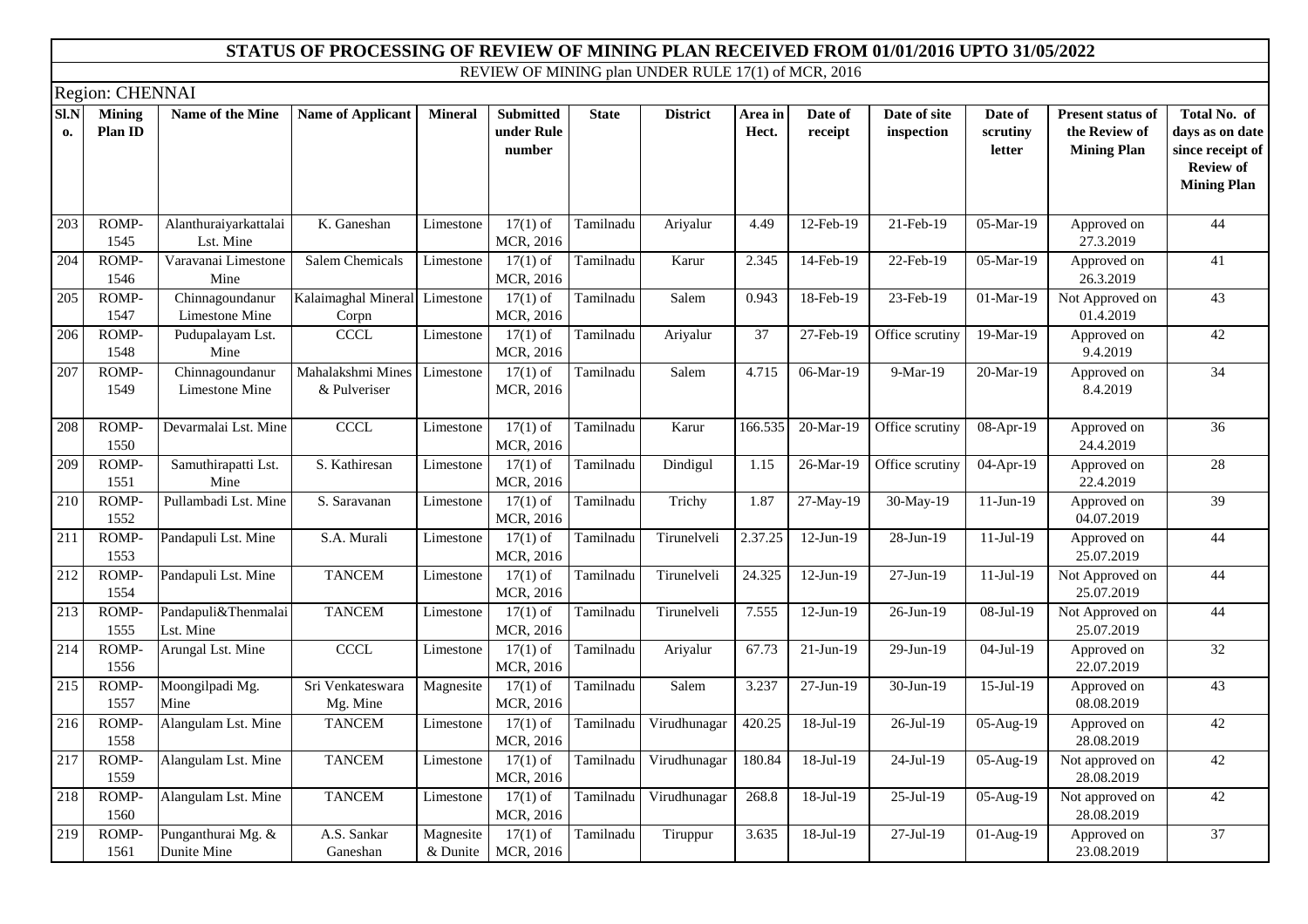# STATUS OF PROCESSING OF REVIEW OF MINING PLAN RECEIVED FROM 01/01/2016 UPTO 31/05/2022

REVIEW OF MINING plan UNDER RULE 17(1) of MCR, 2016

Region: CHENNAI

| Sl.No. | Mining Plan ID | Name of the Mine | Name of Applicant | Mineral | Submitted under Rule number | State | District | Area in Hect. | Date of receipt | Date of site inspection | Date of scrutiny letter | Present status of the Review of Mining Plan | Total No. of days as on date since receipt of Review of Mining Plan |
|---|---|---|---|---|---|---|---|---|---|---|---|---|---|
| 203 | ROMP-1545 | Alanthuraiyarkattalai Lst. Mine | K. Ganeshan | Limestone | 17(1) of MCR, 2016 | Tamilnadu | Ariyalur | 4.49 | 12-Feb-19 | 21-Feb-19 | 05-Mar-19 | Approved on 27.3.2019 | 44 |
| 204 | ROMP-1546 | Varavanai Limestone Mine | Salem Chemicals | Limestone | 17(1) of MCR, 2016 | Tamilnadu | Karur | 2.345 | 14-Feb-19 | 22-Feb-19 | 05-Mar-19 | Approved on 26.3.2019 | 41 |
| 205 | ROMP-1547 | Chinnagoundanur Limestone Mine | Kalaimaghal Mineral Corpn | Limestone | 17(1) of MCR, 2016 | Tamilnadu | Salem | 0.943 | 18-Feb-19 | 23-Feb-19 | 01-Mar-19 | Not Approved on 01.4.2019 | 43 |
| 206 | ROMP-1548 | Pudupalayam Lst. Mine | CCCL | Limestone | 17(1) of MCR, 2016 | Tamilnadu | Ariyalur | 37 | 27-Feb-19 | Office scrutiny | 19-Mar-19 | Approved on 9.4.2019 | 42 |
| 207 | ROMP-1549 | Chinnagoundanur Limestone Mine | Mahalakshmi Mines & Pulveriser | Limestone | 17(1) of MCR, 2016 | Tamilnadu | Salem | 4.715 | 06-Mar-19 | 9-Mar-19 | 20-Mar-19 | Approved on 8.4.2019 | 34 |
| 208 | ROMP-1550 | Devarmalai Lst. Mine | CCCL | Limestone | 17(1) of MCR, 2016 | Tamilnadu | Karur | 166.535 | 20-Mar-19 | Office scrutiny | 08-Apr-19 | Approved on 24.4.2019 | 36 |
| 209 | ROMP-1551 | Samuthirapatti Lst. Mine | S. Kathiresan | Limestone | 17(1) of MCR, 2016 | Tamilnadu | Dindigul | 1.15 | 26-Mar-19 | Office scrutiny | 04-Apr-19 | Approved on 22.4.2019 | 28 |
| 210 | ROMP-1552 | Pullambadi Lst. Mine | S. Saravanan | Limestone | 17(1) of MCR, 2016 | Tamilnadu | Trichy | 1.87 | 27-May-19 | 30-May-19 | 11-Jun-19 | Approved on 04.07.2019 | 39 |
| 211 | ROMP-1553 | Pandapuli Lst. Mine | S.A. Murali | Limestone | 17(1) of MCR, 2016 | Tamilnadu | Tirunelveli | 2.37.25 | 12-Jun-19 | 28-Jun-19 | 11-Jul-19 | Approved on 25.07.2019 | 44 |
| 212 | ROMP-1554 | Pandapuli Lst. Mine | TANCEM | Limestone | 17(1) of MCR, 2016 | Tamilnadu | Tirunelveli | 24.325 | 12-Jun-19 | 27-Jun-19 | 11-Jul-19 | Not Approved on 25.07.2019 | 44 |
| 213 | ROMP-1555 | Pandapuli&Thenmalai Lst. Mine | TANCEM | Limestone | 17(1) of MCR, 2016 | Tamilnadu | Tirunelveli | 7.555 | 12-Jun-19 | 26-Jun-19 | 08-Jul-19 | Not Approved on 25.07.2019 | 44 |
| 214 | ROMP-1556 | Arungal Lst. Mine | CCCL | Limestone | 17(1) of MCR, 2016 | Tamilnadu | Ariyalur | 67.73 | 21-Jun-19 | 29-Jun-19 | 04-Jul-19 | Approved on 22.07.2019 | 32 |
| 215 | ROMP-1557 | Moongilpadi Mg. Mine | Sri Venkateswara Mg. Mine | Magnesite | 17(1) of MCR, 2016 | Tamilnadu | Salem | 3.237 | 27-Jun-19 | 30-Jun-19 | 15-Jul-19 | Approved on 08.08.2019 | 43 |
| 216 | ROMP-1558 | Alangulam Lst. Mine | TANCEM | Limestone | 17(1) of MCR, 2016 | Tamilnadu | Virudhunagar | 420.25 | 18-Jul-19 | 26-Jul-19 | 05-Aug-19 | Approved on 28.08.2019 | 42 |
| 217 | ROMP-1559 | Alangulam Lst. Mine | TANCEM | Limestone | 17(1) of MCR, 2016 | Tamilnadu | Virudhunagar | 180.84 | 18-Jul-19 | 24-Jul-19 | 05-Aug-19 | Not approved on 28.08.2019 | 42 |
| 218 | ROMP-1560 | Alangulam Lst. Mine | TANCEM | Limestone | 17(1) of MCR, 2016 | Tamilnadu | Virudhunagar | 268.8 | 18-Jul-19 | 25-Jul-19 | 05-Aug-19 | Not approved on 28.08.2019 | 42 |
| 219 | ROMP-1561 | Punganthurai Mg. & Dunite Mine | A.S. Sankar Ganeshan | Magnesite & Dunite | 17(1) of MCR, 2016 | Tamilnadu | Tiruppur | 3.635 | 18-Jul-19 | 27-Jul-19 | 01-Aug-19 | Approved on 23.08.2019 | 37 |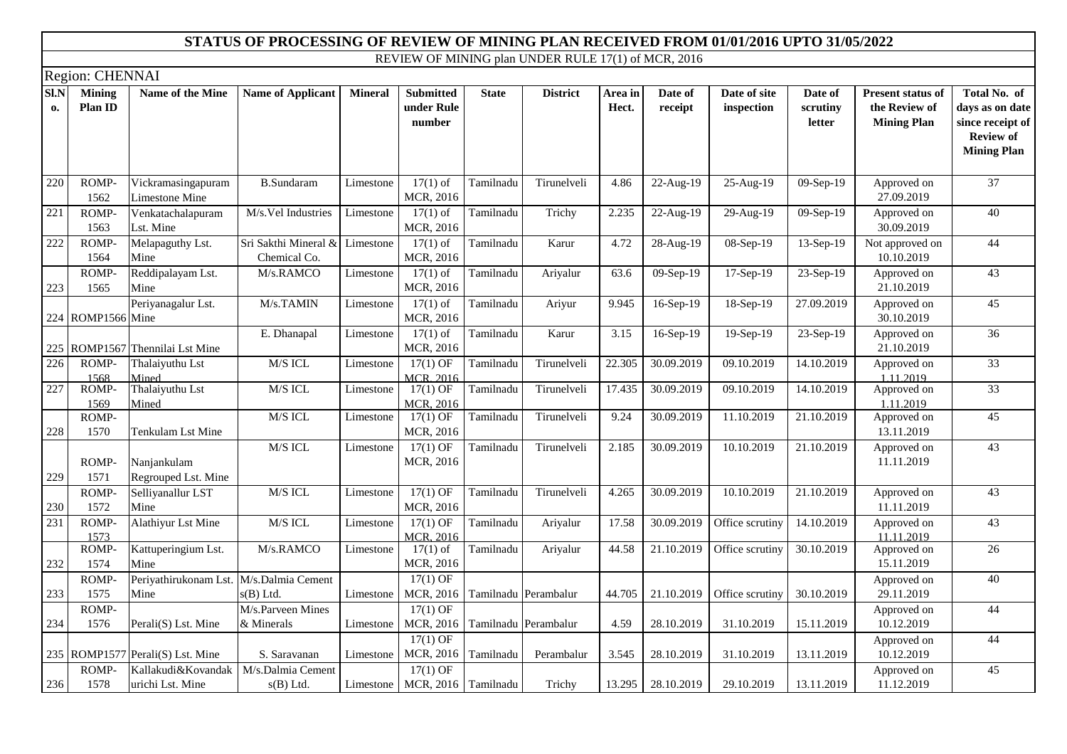# STATUS OF PROCESSING OF REVIEW OF MINING PLAN RECEIVED FROM 01/01/2016 UPTO 31/05/2022

## REVIEW OF MINING plan UNDER RULE 17(1) of MCR, 2016

### Region: CHENNAI

| Sl.No. | Mining Plan ID | Name of the Mine | Name of Applicant | Mineral | Submitted under Rule number | State | District | Area in Hect. | Date of receipt | Date of site inspection | Date of scrutiny letter | Present status of the Review of Mining Plan | Total No. of days as on date since receipt of Review of Mining Plan |
|---|---|---|---|---|---|---|---|---|---|---|---|---|---|
| 220 | ROMP-1562 | Vickramasingapuram Limestone Mine | B.Sundaram | Limestone | 17(1) of MCR, 2016 | Tamilnadu | Tirunelveli | 4.86 | 22-Aug-19 | 25-Aug-19 | 09-Sep-19 | Approved on 27.09.2019 | 37 |
| 221 | ROMP-1563 | Venkatachalapuram Lst. Mine | M/s.Vel Industries | Limestone | 17(1) of MCR, 2016 | Tamilnadu | Trichy | 2.235 | 22-Aug-19 | 29-Aug-19 | 09-Sep-19 | Approved on 30.09.2019 | 40 |
| 222 | ROMP-1564 | Melapaguthy Lst. Mine | Sri Sakthi Mineral & Chemical Co. | Limestone | 17(1) of MCR, 2016 | Tamilnadu | Karur | 4.72 | 28-Aug-19 | 08-Sep-19 | 13-Sep-19 | Not approved on 10.10.2019 | 44 |
| 223 | ROMP-1565 | Reddipalayam Lst. Mine | M/s.RAMCO | Limestone | 17(1) of MCR, 2016 | Tamilnadu | Ariyalur | 63.6 | 09-Sep-19 | 17-Sep-19 | 23-Sep-19 | Approved on 21.10.2019 | 43 |
| 224 | ROMP1566 | Periyanagalur Lst. Mine | M/s.TAMIN | Limestone | 17(1) of MCR, 2016 | Tamilnadu | Ariyur | 9.945 | 16-Sep-19 | 18-Sep-19 | 27.09.2019 | Approved on 30.10.2019 | 45 |
| 225 | ROMP1567 | Thennilai Lst Mine | E. Dhanapal | Limestone | 17(1) of MCR, 2016 | Tamilnadu | Karur | 3.15 | 16-Sep-19 | 19-Sep-19 | 23-Sep-19 | Approved on 21.10.2019 | 36 |
| 226 | ROMP-1568 | Thalaiyuthu Lst Mined | M/S ICL | Limestone | 17(1) OF MCR, 2016 | Tamilnadu | Tirunelveli | 22.305 | 30.09.2019 | 09.10.2019 | 14.10.2019 | Approved on 1.11.2019 | 33 |
| 227 | ROMP-1569 | Thalaiyuthu Lst Mined | M/S ICL | Limestone | 17(1) OF MCR, 2016 | Tamilnadu | Tirunelveli | 17.435 | 30.09.2019 | 09.10.2019 | 14.10.2019 | Approved on 1.11.2019 | 33 |
| 228 | ROMP-1570 | Tenkulam Lst Mine | M/S ICL | Limestone | 17(1) OF MCR, 2016 | Tamilnadu | Tirunelveli | 9.24 | 30.09.2019 | 11.10.2019 | 21.10.2019 | Approved on 13.11.2019 | 45 |
| 229 | ROMP-1571 | Nanjankulam Regrouped Lst. Mine | M/S ICL | Limestone | 17(1) OF MCR, 2016 | Tamilnadu | Tirunelveli | 2.185 | 30.09.2019 | 10.10.2019 | 21.10.2019 | Approved on 11.11.2019 | 43 |
| 230 | ROMP-1572 | Selliyanallur LST Mine | M/S ICL | Limestone | 17(1) OF MCR, 2016 | Tamilnadu | Tirunelveli | 4.265 | 30.09.2019 | 10.10.2019 | 21.10.2019 | Approved on 11.11.2019 | 43 |
| 231 | ROMP-1573 | Alathiyur Lst Mine | M/S ICL | Limestone | 17(1) OF MCR, 2016 | Tamilnadu | Ariyalur | 17.58 | 30.09.2019 | Office scrutiny | 14.10.2019 | Approved on 11.11.2019 | 43 |
| 232 | ROMP-1574 | Kattuperingium Lst. Mine | M/s.RAMCO | Limestone | 17(1) of MCR, 2016 | Tamilnadu | Ariyalur | 44.58 | 21.10.2019 | Office scrutiny | 30.10.2019 | Approved on 15.11.2019 | 26 |
| 233 | ROMP-1575 | Periyathirukonam Lst. Mine | M/s.Dalmia Cement s(B) Ltd. | Limestone | 17(1) OF MCR, 2016 | Tamilnadu | Perambalur | 44.705 | 21.10.2019 | Office scrutiny | 30.10.2019 | Approved on 29.11.2019 | 40 |
| 234 | ROMP-1576 | Perali(S) Lst. Mine | M/s.Parveen Mines & Minerals | Limestone | 17(1) OF MCR, 2016 | Tamilnadu | Perambalur | 4.59 | 28.10.2019 | 31.10.2019 | 15.11.2019 | Approved on 10.12.2019 | 44 |
| 235 | ROMP1577 | Perali(S) Lst. Mine | S. Saravanan | Limestone | 17(1) OF MCR, 2016 | Tamilnadu | Perambalur | 3.545 | 28.10.2019 | 31.10.2019 | 13.11.2019 | Approved on 10.12.2019 | 44 |
| 236 | ROMP-1578 | Kallakudi&Kovandakurichi Lst. Mine | M/s.Dalmia Cement s(B) Ltd. | Limestone | 17(1) OF MCR, 2016 | Tamilnadu | Trichy | 13.295 | 28.10.2019 | 29.10.2019 | 13.11.2019 | Approved on 11.12.2019 | 45 |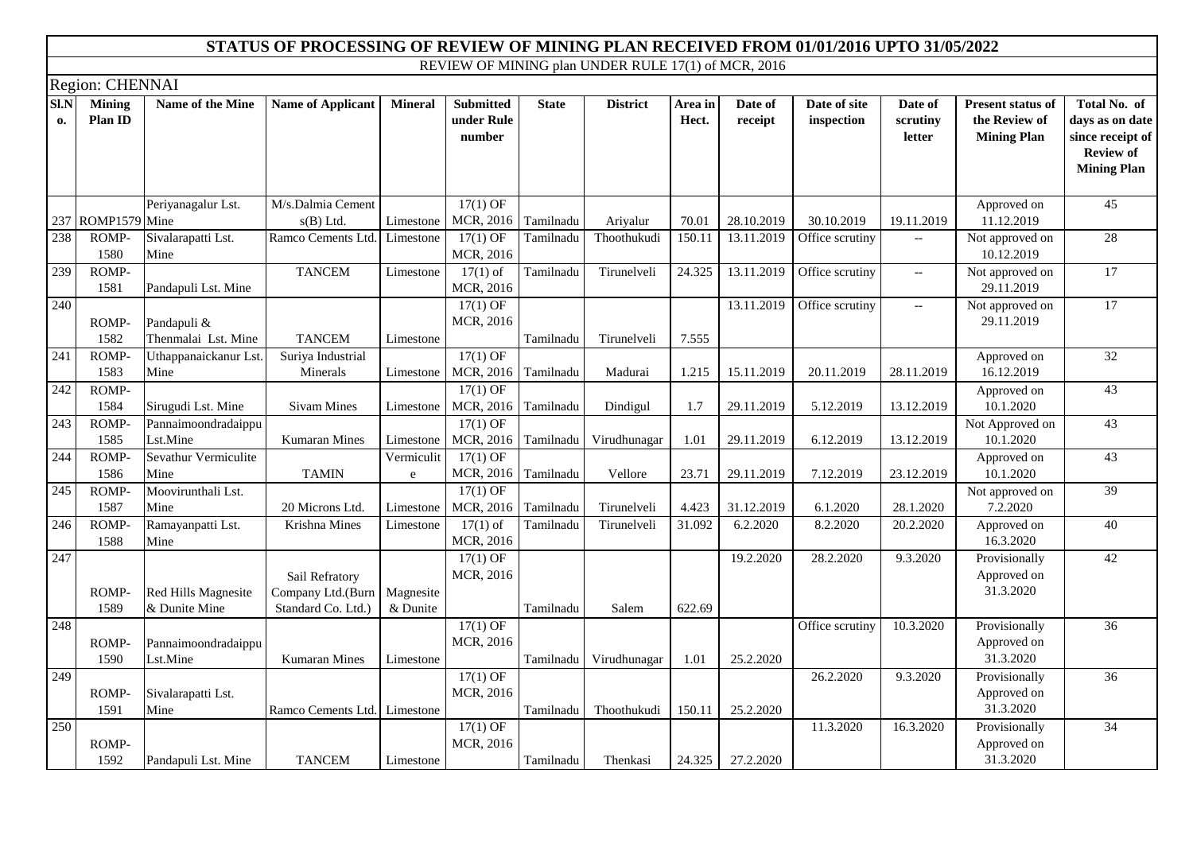# STATUS OF PROCESSING OF REVIEW OF MINING PLAN RECEIVED FROM 01/01/2016 UPTO 31/05/2022

REVIEW OF MINING plan UNDER RULE 17(1) of MCR, 2016

Region: CHENNAI

| Sl.No. | Mining Plan ID | Name of the Mine | Name of Applicant | Mineral | Submitted under Rule number | State | District | Area in Hect. | Date of receipt | Date of site inspection | Date of scrutiny letter | Present status of the Review of Mining Plan | Total No. of days as on date since receipt of Review of Mining Plan |
|---|---|---|---|---|---|---|---|---|---|---|---|---|---|
| 237 | ROMP1579 | Periyanagalur Lst. Mine | M/s.Dalmia Cement s(B) Ltd. | Limestone | 17(1) OF MCR, 2016 | Tamilnadu | Ariyalur | 70.01 | 28.10.2019 | 30.10.2019 | 19.11.2019 | Approved on 11.12.2019 | 45 |
| 238 | ROMP-1580 | Sivalarapatti Lst. Mine | Ramco Cements Ltd. | Limestone | 17(1) OF MCR, 2016 | Tamilnadu | Thoothukudi | 150.11 | 13.11.2019 | Office scrutiny | -- | Not approved on 10.12.2019 | 28 |
| 239 | ROMP-1581 | Pandapuli Lst. Mine | TANCEM | Limestone | 17(1) of MCR, 2016 | Tamilnadu | Tirunelveli | 24.325 | 13.11.2019 | Office scrutiny | -- | Not approved on 29.11.2019 | 17 |
| 240 | ROMP-1582 | Pandapuli & Thenmalai Lst. Mine | TANCEM | Limestone | 17(1) OF MCR, 2016 | Tamilnadu | Tirunelveli | 7.555 | 13.11.2019 | Office scrutiny | -- | Not approved on 29.11.2019 | 17 |
| 241 | ROMP-1583 | Uthappanaickanur Lst. Mine | Suriya Industrial Minerals | Limestone | 17(1) OF MCR, 2016 | Tamilnadu | Madurai | 1.215 | 15.11.2019 | 20.11.2019 | 28.11.2019 | Approved on 16.12.2019 | 32 |
| 242 | ROMP-1584 | Sirugudi Lst. Mine | Sivam Mines | Limestone | 17(1) OF MCR, 2016 | Tamilnadu | Dindigul | 1.7 | 29.11.2019 | 5.12.2019 | 13.12.2019 | Approved on 10.1.2020 | 43 |
| 243 | ROMP-1585 | Pannaimoondradaippu Lst.Mine | Kumaran Mines | Limestone | 17(1) OF MCR, 2016 | Tamilnadu | Virudhunagar | 1.01 | 29.11.2019 | 6.12.2019 | 13.12.2019 | Not Approved on 10.1.2020 | 43 |
| 244 | ROMP-1586 | Sevathur Vermiculite Mine | TAMIN | Vermiculite | 17(1) OF MCR, 2016 | Tamilnadu | Vellore | 23.71 | 29.11.2019 | 7.12.2019 | 23.12.2019 | Approved on 10.1.2020 | 43 |
| 245 | ROMP-1587 | Moovirunthali Lst. Mine | 20 Microns Ltd. | Limestone | 17(1) OF MCR, 2016 | Tamilnadu | Tirunelveli | 4.423 | 31.12.2019 | 6.1.2020 | 28.1.2020 | Not approved on 7.2.2020 | 39 |
| 246 | ROMP-1588 | Ramayanpatti Lst. Mine | Krishna Mines | Limestone | 17(1) of MCR, 2016 | Tamilnadu | Tirunelveli | 31.092 | 6.2.2020 | 8.2.2020 | 20.2.2020 | Approved on 16.3.2020 | 40 |
| 247 | ROMP-1589 | Red Hills Magnesite & Dunite Mine | Sail Refratory Company Ltd.(Burn Standard Co. Ltd.) | Magnesite & Dunite | 17(1) OF MCR, 2016 | Tamilnadu | Salem | 622.69 | 19.2.2020 | 28.2.2020 | 9.3.2020 | Provisionally Approved on 31.3.2020 | 42 |
| 248 | ROMP-1590 | Pannaimoondradaippu Lst.Mine | Kumaran Mines | Limestone | 17(1) OF MCR, 2016 | Tamilnadu | Virudhunagar | 1.01 | 25.2.2020 | Office scrutiny | 10.3.2020 | Provisionally Approved on 31.3.2020 | 36 |
| 249 | ROMP-1591 | Sivalarapatti Lst. Mine | Ramco Cements Ltd. | Limestone | 17(1) OF MCR, 2016 | Tamilnadu | Thoothukudi | 150.11 | 25.2.2020 | 26.2.2020 | 9.3.2020 | Provisionally Approved on 31.3.2020 | 36 |
| 250 | ROMP-1592 | Pandapuli Lst. Mine | TANCEM | Limestone | 17(1) OF MCR, 2016 | Tamilnadu | Thenkasi | 24.325 | 27.2.2020 | 11.3.2020 | 16.3.2020 | Provisionally Approved on 31.3.2020 | 34 |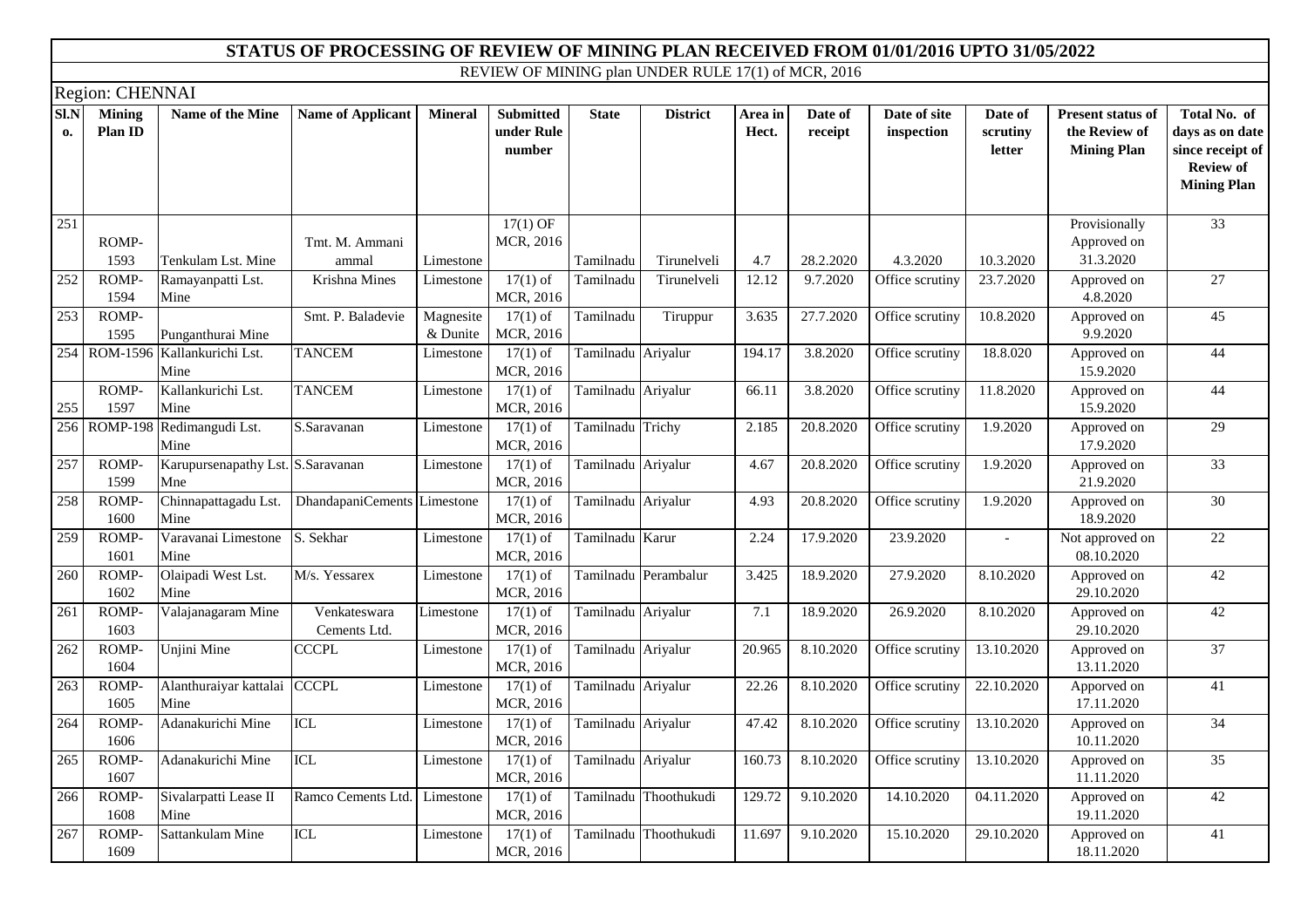# STATUS OF PROCESSING OF REVIEW OF MINING PLAN RECEIVED FROM 01/01/2016 UPTO 31/05/2022

REVIEW OF MINING plan UNDER RULE 17(1) of MCR, 2016

Region: CHENNAI

| Sl.No. | Mining Plan ID | Name of the Mine | Name of Applicant | Mineral | Submitted under Rule number | State | District | Area in Hect. | Date of receipt | Date of site inspection | Date of scrutiny letter | Present status of the Review of Mining Plan | Total No. of days as on date since receipt of Review of Mining Plan |
|---|---|---|---|---|---|---|---|---|---|---|---|---|---|
| 251 | ROMP-1593 | Tenkulam Lst. Mine | Tmt. M. Ammani ammal | Limestone | 17(1) OF MCR, 2016 | Tamilnadu | Tirunelveli | 4.7 | 28.2.2020 | 4.3.2020 | 10.3.2020 | Provisionally Approved on 31.3.2020 | 33 |
| 252 | ROMP-1594 | Ramayanpatti Lst. Mine | Krishna Mines | Limestone | 17(1) of MCR, 2016 | Tamilnadu | Tirunelveli | 12.12 | 9.7.2020 | Office scrutiny | 23.7.2020 | Approved on 4.8.2020 | 27 |
| 253 | ROMP-1595 | Punganthurai Mine | Smt. P. Baladevie | Magnesite & Dunite | 17(1) of MCR, 2016 | Tamilnadu | Tiruppur | 3.635 | 27.7.2020 | Office scrutiny | 10.8.2020 | Approved on 9.9.2020 | 45 |
| 254 | ROM-1596 | Kallankurichi Lst. Mine | TANCEM | Limestone | 17(1) of MCR, 2016 | Tamilnadu | Ariyalur | 194.17 | 3.8.2020 | Office scrutiny | 18.8.020 | Approved on 15.9.2020 | 44 |
| 255 | ROMP-1597 | Kallankurichi Lst. Mine | TANCEM | Limestone | 17(1) of MCR, 2016 | Tamilnadu | Ariyalur | 66.11 | 3.8.2020 | Office scrutiny | 11.8.2020 | Approved on 15.9.2020 | 44 |
| 256 | ROMP-198 | Redimangudi Lst. Mine | S.Saravanan | Limestone | 17(1) of MCR, 2016 | Tamilnadu | Trichy | 2.185 | 20.8.2020 | Office scrutiny | 1.9.2020 | Approved on 17.9.2020 | 29 |
| 257 | ROMP-1599 | Karupursenapathy Lst. Mne | S.Saravanan | Limestone | 17(1) of MCR, 2016 | Tamilnadu | Ariyalur | 4.67 | 20.8.2020 | Office scrutiny | 1.9.2020 | Approved on 21.9.2020 | 33 |
| 258 | ROMP-1600 | Chinnapattagadu Lst. Mine | DhandapaniCements | Limestone | 17(1) of MCR, 2016 | Tamilnadu | Ariyalur | 4.93 | 20.8.2020 | Office scrutiny | 1.9.2020 | Approved on 18.9.2020 | 30 |
| 259 | ROMP-1601 | Varavanai Limestone Mine | S. Sekhar | Limestone | 17(1) of MCR, 2016 | Tamilnadu | Karur | 2.24 | 17.9.2020 | 23.9.2020 | - | Not approved on 08.10.2020 | 22 |
| 260 | ROMP-1602 | Olaipadi West Lst. Mine | M/s. Yessarex | Limestone | 17(1) of MCR, 2016 | Tamilnadu | Perambalur | 3.425 | 18.9.2020 | 27.9.2020 | 8.10.2020 | Approved on 29.10.2020 | 42 |
| 261 | ROMP-1603 | Valajanagaram Mine | Venkateswara Cements Ltd. | Limestone | 17(1) of MCR, 2016 | Tamilnadu | Ariyalur | 7.1 | 18.9.2020 | 26.9.2020 | 8.10.2020 | Approved on 29.10.2020 | 42 |
| 262 | ROMP-1604 | Unjini Mine | CCCPL | Limestone | 17(1) of MCR, 2016 | Tamilnadu | Ariyalur | 20.965 | 8.10.2020 | Office scrutiny | 13.10.2020 | Approved on 13.11.2020 | 37 |
| 263 | ROMP-1605 | Alanthuraiyar kattalai Mine | CCCPL | Limestone | 17(1) of MCR, 2016 | Tamilnadu | Ariyalur | 22.26 | 8.10.2020 | Office scrutiny | 22.10.2020 | Apporved on 17.11.2020 | 41 |
| 264 | ROMP-1606 | Adanakurichi Mine | ICL | Limestone | 17(1) of MCR, 2016 | Tamilnadu | Ariyalur | 47.42 | 8.10.2020 | Office scrutiny | 13.10.2020 | Approved on 10.11.2020 | 34 |
| 265 | ROMP-1607 | Adanakurichi Mine | ICL | Limestone | 17(1) of MCR, 2016 | Tamilnadu | Ariyalur | 160.73 | 8.10.2020 | Office scrutiny | 13.10.2020 | Approved on 11.11.2020 | 35 |
| 266 | ROMP-1608 | Sivalarpatti Lease II Mine | Ramco Cements Ltd. | Limestone | 17(1) of MCR, 2016 | Tamilnadu | Thoothukudi | 129.72 | 9.10.2020 | 14.10.2020 | 04.11.2020 | Approved on 19.11.2020 | 42 |
| 267 | ROMP-1609 | Sattankulam Mine | ICL | Limestone | 17(1) of MCR, 2016 | Tamilnadu | Thoothukudi | 11.697 | 9.10.2020 | 15.10.2020 | 29.10.2020 | Approved on 18.11.2020 | 41 |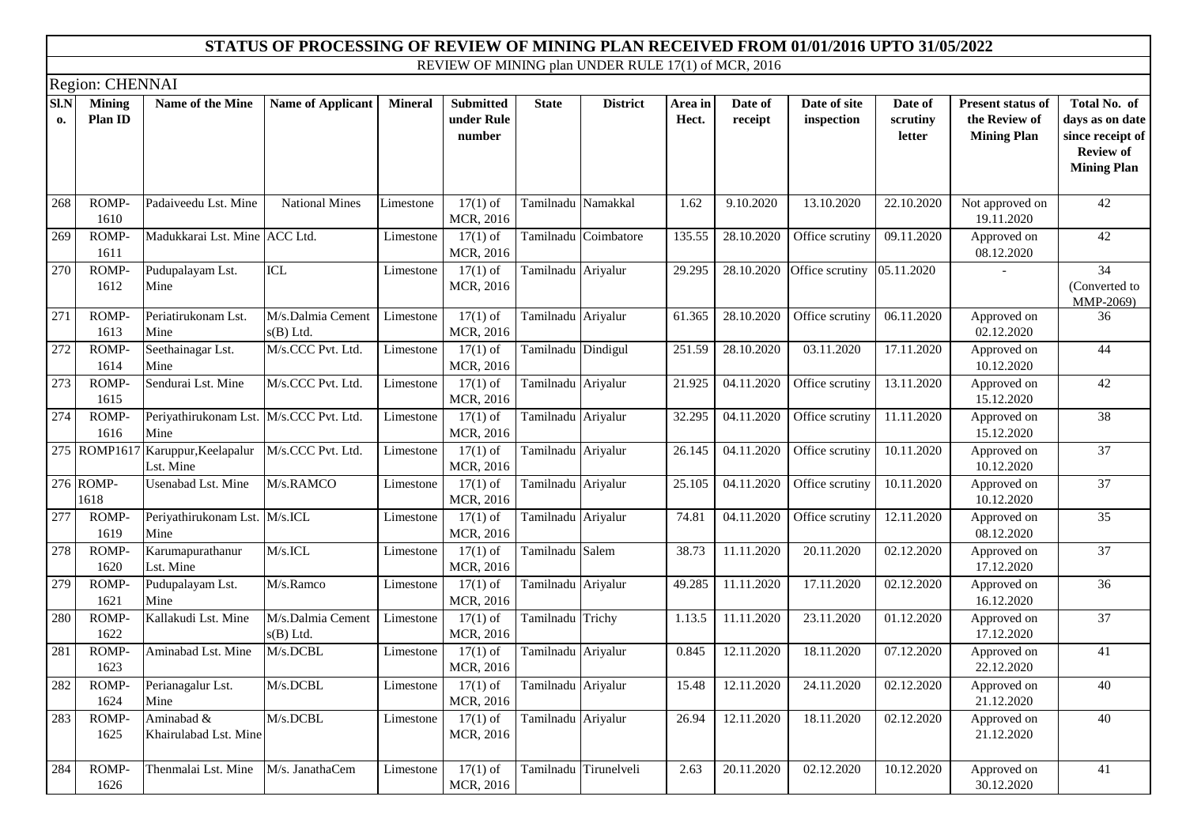# STATUS OF PROCESSING OF REVIEW OF MINING PLAN RECEIVED FROM 01/01/2016 UPTO 31/05/2022

REVIEW OF MINING plan UNDER RULE 17(1) of MCR, 2016

Region: CHENNAI

| Sl.No. | Mining Plan ID | Name of the Mine | Name of Applicant | Mineral | Submitted under Rule number | State | District | Area in Hect. | Date of receipt | Date of site inspection | Date of scrutiny letter | Present status of the Review of Mining Plan | Total No. of days as on date since receipt of Review of Mining Plan |
|---|---|---|---|---|---|---|---|---|---|---|---|---|---|
| 268 | ROMP-1610 | Padaiveedu Lst. Mine | National Mines | Limestone | 17(1) of MCR, 2016 | Tamilnadu | Namakkal | 1.62 | 9.10.2020 | 13.10.2020 | 22.10.2020 | Not approved on 19.11.2020 | 42 |
| 269 | ROMP-1611 | Madukkarai Lst. Mine | ACC Ltd. | Limestone | 17(1) of MCR, 2016 | Tamilnadu | Coimbatore | 135.55 | 28.10.2020 | Office scrutiny | 09.11.2020 | Approved on 08.12.2020 | 42 |
| 270 | ROMP-1612 | Pudupalayam Lst. Mine | ICL | Limestone | 17(1) of MCR, 2016 | Tamilnadu | Ariyalur | 29.295 | 28.10.2020 | Office scrutiny | 05.11.2020 | - | 34 (Converted to MMP-2069) |
| 271 | ROMP-1613 | Periatirukonam Lst. Mine | M/s.Dalmia Cement s(B) Ltd. | Limestone | 17(1) of MCR, 2016 | Tamilnadu | Ariyalur | 61.365 | 28.10.2020 | Office scrutiny | 06.11.2020 | Approved on 02.12.2020 | 36 |
| 272 | ROMP-1614 | Seethainagar Lst. Mine | M/s.CCC Pvt. Ltd. | Limestone | 17(1) of MCR, 2016 | Tamilnadu | Dindigul | 251.59 | 28.10.2020 | 03.11.2020 | 17.11.2020 | Approved on 10.12.2020 | 44 |
| 273 | ROMP-1615 | Sendurai Lst. Mine | M/s.CCC Pvt. Ltd. | Limestone | 17(1) of MCR, 2016 | Tamilnadu | Ariyalur | 21.925 | 04.11.2020 | Office scrutiny | 13.11.2020 | Approved on 15.12.2020 | 42 |
| 274 | ROMP-1616 | Periyathirukonam Lst. Mine | M/s.CCC Pvt. Ltd. | Limestone | 17(1) of MCR, 2016 | Tamilnadu | Ariyalur | 32.295 | 04.11.2020 | Office scrutiny | 11.11.2020 | Approved on 15.12.2020 | 38 |
| 275 | ROMP1617 | Karuppur,Keelapalur Lst. Mine | M/s.CCC Pvt. Ltd. | Limestone | 17(1) of MCR, 2016 | Tamilnadu | Ariyalur | 26.145 | 04.11.2020 | Office scrutiny | 10.11.2020 | Approved on 10.12.2020 | 37 |
| 276 | ROMP-1618 | Usenabad Lst. Mine | M/s.RAMCO | Limestone | 17(1) of MCR, 2016 | Tamilnadu | Ariyalur | 25.105 | 04.11.2020 | Office scrutiny | 10.11.2020 | Approved on 10.12.2020 | 37 |
| 277 | ROMP-1619 | Periyathirukonam Lst. Mine | M/s.ICL | Limestone | 17(1) of MCR, 2016 | Tamilnadu | Ariyalur | 74.81 | 04.11.2020 | Office scrutiny | 12.11.2020 | Approved on 08.12.2020 | 35 |
| 278 | ROMP-1620 | Karumapurathanur Lst. Mine | M/s.ICL | Limestone | 17(1) of MCR, 2016 | Tamilnadu | Salem | 38.73 | 11.11.2020 | 20.11.2020 | 02.12.2020 | Approved on 17.12.2020 | 37 |
| 279 | ROMP-1621 | Pudupalayam Lst. Mine | M/s.Ramco | Limestone | 17(1) of MCR, 2016 | Tamilnadu | Ariyalur | 49.285 | 11.11.2020 | 17.11.2020 | 02.12.2020 | Approved on 16.12.2020 | 36 |
| 280 | ROMP-1622 | Kallakudi Lst. Mine | M/s.Dalmia Cement s(B) Ltd. | Limestone | 17(1) of MCR, 2016 | Tamilnadu | Trichy | 1.13.5 | 11.11.2020 | 23.11.2020 | 01.12.2020 | Approved on 17.12.2020 | 37 |
| 281 | ROMP-1623 | Aminabad Lst. Mine | M/s.DCBL | Limestone | 17(1) of MCR, 2016 | Tamilnadu | Ariyalur | 0.845 | 12.11.2020 | 18.11.2020 | 07.12.2020 | Approved on 22.12.2020 | 41 |
| 282 | ROMP-1624 | Perianagalur Lst. Mine | M/s.DCBL | Limestone | 17(1) of MCR, 2016 | Tamilnadu | Ariyalur | 15.48 | 12.11.2020 | 24.11.2020 | 02.12.2020 | Approved on 21.12.2020 | 40 |
| 283 | ROMP-1625 | Aminabad & Khairulabad Lst. Mine | M/s.DCBL | Limestone | 17(1) of MCR, 2016 | Tamilnadu | Ariyalur | 26.94 | 12.11.2020 | 18.11.2020 | 02.12.2020 | Approved on 21.12.2020 | 40 |
| 284 | ROMP-1626 | Thenmalai Lst. Mine | M/s. JanathaCem | Limestone | 17(1) of MCR, 2016 | Tamilnadu | Tirunelveli | 2.63 | 20.11.2020 | 02.12.2020 | 10.12.2020 | Approved on 30.12.2020 | 41 |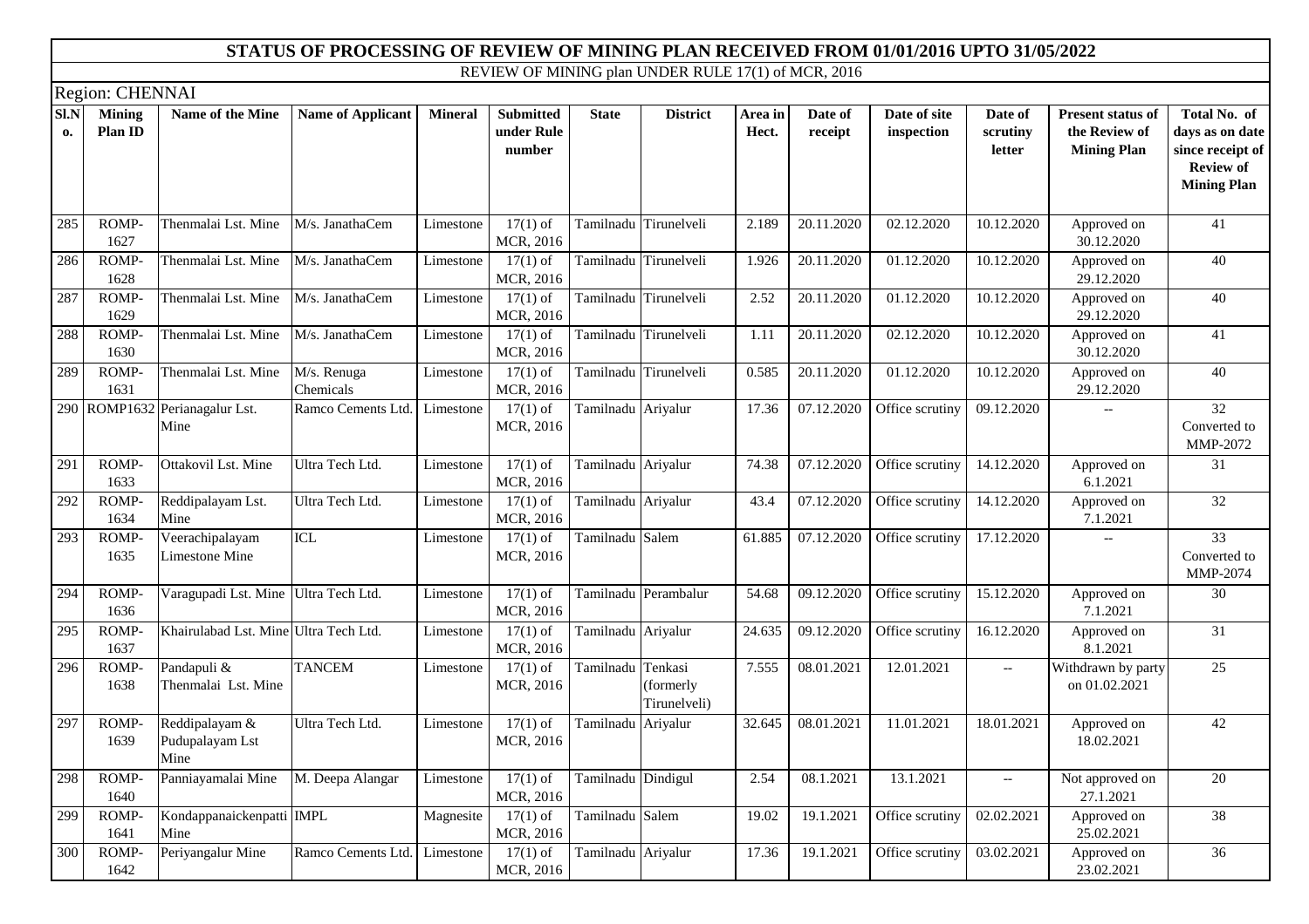# STATUS OF PROCESSING OF REVIEW OF MINING PLAN RECEIVED FROM 01/01/2016 UPTO 31/05/2022

REVIEW OF MINING plan UNDER RULE 17(1) of MCR, 2016

Region: CHENNAI

| Sl.No. | Mining Plan ID | Name of the Mine | Name of Applicant | Mineral | Submitted under Rule number | State | District | Area in Hect. | Date of receipt | Date of site inspection | Date of scrutiny letter | Present status of the Review of Mining Plan | Total No. of days as on date since receipt of Review of Mining Plan |
|---|---|---|---|---|---|---|---|---|---|---|---|---|---|
| 285 | ROMP-1627 | Thenmalai Lst. Mine | M/s. JanathaCem | Limestone | 17(1) of MCR, 2016 | Tamilnadu | Tirunelveli | 2.189 | 20.11.2020 | 02.12.2020 | 10.12.2020 | Approved on 30.12.2020 | 41 |
| 286 | ROMP-1628 | Thenmalai Lst. Mine | M/s. JanathaCem | Limestone | 17(1) of MCR, 2016 | Tamilnadu | Tirunelveli | 1.926 | 20.11.2020 | 01.12.2020 | 10.12.2020 | Approved on 29.12.2020 | 40 |
| 287 | ROMP-1629 | Thenmalai Lst. Mine | M/s. JanathaCem | Limestone | 17(1) of MCR, 2016 | Tamilnadu | Tirunelveli | 2.52 | 20.11.2020 | 01.12.2020 | 10.12.2020 | Approved on 29.12.2020 | 40 |
| 288 | ROMP-1630 | Thenmalai Lst. Mine | M/s. JanathaCem | Limestone | 17(1) of MCR, 2016 | Tamilnadu | Tirunelveli | 1.11 | 20.11.2020 | 02.12.2020 | 10.12.2020 | Approved on 30.12.2020 | 41 |
| 289 | ROMP-1631 | Thenmalai Lst. Mine | M/s. Renuga Chemicals | Limestone | 17(1) of MCR, 2016 | Tamilnadu | Tirunelveli | 0.585 | 20.11.2020 | 01.12.2020 | 10.12.2020 | Approved on 29.12.2020 | 40 |
| 290 | ROMP1632 | Perianagalur Lst. Mine | Ramco Cements Ltd. | Limestone | 17(1) of MCR, 2016 | Tamilnadu | Ariyalur | 17.36 | 07.12.2020 | Office scrutiny | 09.12.2020 | -- | 32 Converted to MMP-2072 |
| 291 | ROMP-1633 | Ottakovil Lst. Mine | Ultra Tech Ltd. | Limestone | 17(1) of MCR, 2016 | Tamilnadu | Ariyalur | 74.38 | 07.12.2020 | Office scrutiny | 14.12.2020 | Approved on 6.1.2021 | 31 |
| 292 | ROMP-1634 | Reddipalayam Lst. Mine | Ultra Tech Ltd. | Limestone | 17(1) of MCR, 2016 | Tamilnadu | Ariyalur | 43.4 | 07.12.2020 | Office scrutiny | 14.12.2020 | Approved on 7.1.2021 | 32 |
| 293 | ROMP-1635 | Veerachipalayam Limestone Mine | ICL | Limestone | 17(1) of MCR, 2016 | Tamilnadu | Salem | 61.885 | 07.12.2020 | Office scrutiny | 17.12.2020 | -- | 33 Converted to MMP-2074 |
| 294 | ROMP-1636 | Varagupadi Lst. Mine | Ultra Tech Ltd. | Limestone | 17(1) of MCR, 2016 | Tamilnadu | Perambalur | 54.68 | 09.12.2020 | Office scrutiny | 15.12.2020 | Approved on 7.1.2021 | 30 |
| 295 | ROMP-1637 | Khairulabad Lst. Mine | Ultra Tech Ltd. | Limestone | 17(1) of MCR, 2016 | Tamilnadu | Ariyalur | 24.635 | 09.12.2020 | Office scrutiny | 16.12.2020 | Approved on 8.1.2021 | 31 |
| 296 | ROMP-1638 | Pandapuli & Thenmalai Lst. Mine | TANCEM | Limestone | 17(1) of MCR, 2016 | Tamilnadu | Tenkasi (formerly Tirunelveli) | 7.555 | 08.01.2021 | 12.01.2021 | -- | Withdrawn by party on 01.02.2021 | 25 |
| 297 | ROMP-1639 | Reddipalayam & Pudupalayam Lst Mine | Ultra Tech Ltd. | Limestone | 17(1) of MCR, 2016 | Tamilnadu | Ariyalur | 32.645 | 08.01.2021 | 11.01.2021 | 18.01.2021 | Approved on 18.02.2021 | 42 |
| 298 | ROMP-1640 | Panniayamalai Mine | M. Deepa Alangar | Limestone | 17(1) of MCR, 2016 | Tamilnadu | Dindigul | 2.54 | 08.1.2021 | 13.1.2021 | -- | Not approved on 27.1.2021 | 20 |
| 299 | ROMP-1641 | Kondappanaickenpatti Mine | IMPL | Magnesite | 17(1) of MCR, 2016 | Tamilnadu | Salem | 19.02 | 19.1.2021 | Office scrutiny | 02.02.2021 | Approved on 25.02.2021 | 38 |
| 300 | ROMP-1642 | Periyangalur Mine | Ramco Cements Ltd. | Limestone | 17(1) of MCR, 2016 | Tamilnadu | Ariyalur | 17.36 | 19.1.2021 | Office scrutiny | 03.02.2021 | Approved on 23.02.2021 | 36 |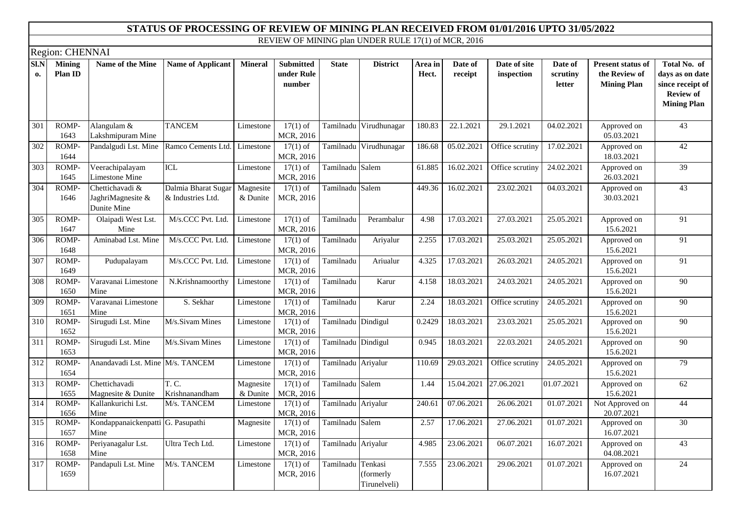## STATUS OF PROCESSING OF REVIEW OF MINING PLAN RECEIVED FROM 01/01/2016 UPTO 31/05/2022

REVIEW OF MINING plan UNDER RULE 17(1) of MCR, 2016

Region: CHENNAI

| Sl.No. | Mining Plan ID | Name of the Mine | Name of Applicant | Mineral | Submitted under Rule number | State | District | Area in Hect. | Date of receipt | Date of site inspection | Date of scrutiny letter | Present status of the Review of Mining Plan | Total No. of days as on date since receipt of Review of Mining Plan |
|---|---|---|---|---|---|---|---|---|---|---|---|---|---|
| 301 | ROMP-1643 | Alangulam & Lakshmipuram Mine | TANCEM | Limestone | 17(1) of MCR, 2016 | Tamilnadu | Virudhunagar | 180.83 | 22.1.2021 | 29.1.2021 | 04.02.2021 | Approved on 05.03.2021 | 43 |
| 302 | ROMP-1644 | Pandalgudi Lst. Mine | Ramco Cements Ltd. | Limestone | 17(1) of MCR, 2016 | Tamilnadu | Virudhunagar | 186.68 | 05.02.2021 | Office scrutiny | 17.02.2021 | Approved on 18.03.2021 | 42 |
| 303 | ROMP-1645 | Veerachipalayam Limestone Mine | ICL | Limestone | 17(1) of MCR, 2016 | Tamilnadu | Salem | 61.885 | 16.02.2021 | Office scrutiny | 24.02.2021 | Approved on 26.03.2021 | 39 |
| 304 | ROMP-1646 | Chettichavadi & JaghriMagnesite & Dunite Mine | Dalmia Bharat Sugar & Industries Ltd. | Magnesite & Dunite | 17(1) of MCR, 2016 | Tamilnadu | Salem | 449.36 | 16.02.2021 | 23.02.2021 | 04.03.2021 | Approved on 30.03.2021 | 43 |
| 305 | ROMP-1647 | Olaipadi West Lst. Mine | M/s.CCC Pvt. Ltd. | Limestone | 17(1) of MCR, 2016 | Tamilnadu | Perambalur | 4.98 | 17.03.2021 | 27.03.2021 | 25.05.2021 | Approved on 15.6.2021 | 91 |
| 306 | ROMP-1648 | Aminabad Lst. Mine | M/s.CCC Pvt. Ltd. | Limestone | 17(1) of MCR, 2016 | Tamilnadu | Ariyalur | 2.255 | 17.03.2021 | 25.03.2021 | 25.05.2021 | Approved on 15.6.2021 | 91 |
| 307 | ROMP-1649 | Pudupalayam | M/s.CCC Pvt. Ltd. | Limestone | 17(1) of MCR, 2016 | Tamilnadu | Ariualur | 4.325 | 17.03.2021 | 26.03.2021 | 24.05.2021 | Approved on 15.6.2021 | 91 |
| 308 | ROMP-1650 | Varavanai Limestone Mine | N.Krishnamoorthy | Limestone | 17(1) of MCR, 2016 | Tamilnadu | Karur | 4.158 | 18.03.2021 | 24.03.2021 | 24.05.2021 | Approved on 15.6.2021 | 90 |
| 309 | ROMP-1651 | Varavanai Limestone Mine | S. Sekhar | Limestone | 17(1) of MCR, 2016 | Tamilnadu | Karur | 2.24 | 18.03.2021 | Office scrutiny | 24.05.2021 | Approved on 15.6.2021 | 90 |
| 310 | ROMP-1652 | Sirugudi Lst. Mine | M/s.Sivam Mines | Limestone | 17(1) of MCR, 2016 | Tamilnadu | Dindigul | 0.2429 | 18.03.2021 | 23.03.2021 | 25.05.2021 | Approved on 15.6.2021 | 90 |
| 311 | ROMP-1653 | Sirugudi Lst. Mine | M/s.Sivam Mines | Limestone | 17(1) of MCR, 2016 | Tamilnadu | Dindigul | 0.945 | 18.03.2021 | 22.03.2021 | 24.05.2021 | Approved on 15.6.2021 | 90 |
| 312 | ROMP-1654 | Anandavadi Lst. Mine | M/s. TANCEM | Limestone | 17(1) of MCR, 2016 | Tamilnadu | Ariyalur | 110.69 | 29.03.2021 | Office scrutiny | 24.05.2021 | Approved on 15.6.2021 | 79 |
| 313 | ROMP-1655 | Chettichavadi Magnesite & Dunite | T. C. Krishnanandham | Magnesite & Dunite | 17(1) of MCR, 2016 | Tamilnadu | Salem | 1.44 | 15.04.2021 | 27.06.2021 | 01.07.2021 | Approved on 15.6.2021 | 62 |
| 314 | ROMP-1656 | Kallankurichi Lst. Mine | M/s. TANCEM | Limestone | 17(1) of MCR, 2016 | Tamilnadu | Ariyalur | 240.61 | 07.06.2021 | 26.06.2021 | 01.07.2021 | Not Approved on 20.07.2021 | 44 |
| 315 | ROMP-1657 | Kondappanaickenpatti Mine | G. Pasupathi | Magnesite | 17(1) of MCR, 2016 | Tamilnadu | Salem | 2.57 | 17.06.2021 | 27.06.2021 | 01.07.2021 | Approved on 16.07.2021 | 30 |
| 316 | ROMP-1658 | Periyanagalur Lst. Mine | Ultra Tech Ltd. | Limestone | 17(1) of MCR, 2016 | Tamilnadu | Ariyalur | 4.985 | 23.06.2021 | 06.07.2021 | 16.07.2021 | Approved on 04.08.2021 | 43 |
| 317 | ROMP-1659 | Pandapuli Lst. Mine | M/s. TANCEM | Limestone | 17(1) of MCR, 2016 | Tamilnadu | Tenkasi (formerly Tirunelveli) | 7.555 | 23.06.2021 | 29.06.2021 | 01.07.2021 | Approved on 16.07.2021 | 24 |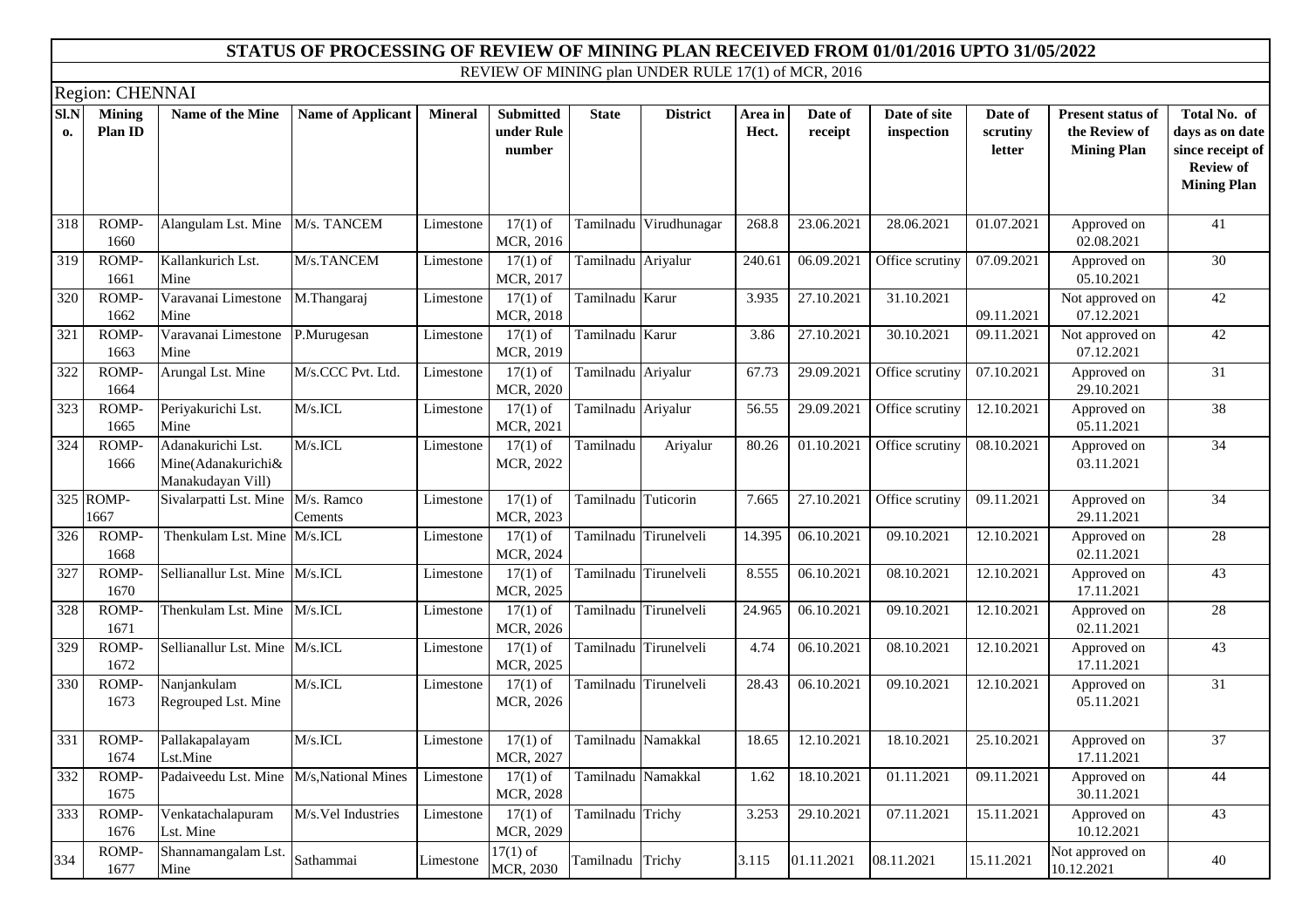## STATUS OF PROCESSING OF REVIEW OF MINING PLAN RECEIVED FROM 01/01/2016 UPTO 31/05/2022

REVIEW OF MINING plan UNDER RULE 17(1) of MCR, 2016

Region: CHENNAI

| Sl.No. | Mining Plan ID | Name of the Mine | Name of Applicant | Mineral | Submitted under Rule number | State | District | Area in Hect. | Date of receipt | Date of site inspection | Date of scrutiny letter | Present status of the Review of Mining Plan | Total No. of days as on date since receipt of Review of Mining Plan |
|---|---|---|---|---|---|---|---|---|---|---|---|---|---|
| 318 | ROMP-1660 | Alangulam Lst. Mine | M/s. TANCEM | Limestone | 17(1) of MCR, 2016 | Tamilnadu | Virudhunagar | 268.8 | 23.06.2021 | 28.06.2021 | 01.07.2021 | Approved on 02.08.2021 | 41 |
| 319 | ROMP-1661 | Kallankurich Lst. Mine | M/s.TANCEM | Limestone | 17(1) of MCR, 2017 | Tamilnadu | Ariyalur | 240.61 | 06.09.2021 | Office scrutiny | 07.09.2021 | Approved on 05.10.2021 | 30 |
| 320 | ROMP-1662 | Varavanai Limestone Mine | M.Thangaraj | Limestone | 17(1) of MCR, 2018 | Tamilnadu | Karur | 3.935 | 27.10.2021 | 31.10.2021 | 09.11.2021 | Not approved on 07.12.2021 | 42 |
| 321 | ROMP-1663 | Varavanai Limestone Mine | P.Murugesan | Limestone | 17(1) of MCR, 2019 | Tamilnadu | Karur | 3.86 | 27.10.2021 | 30.10.2021 | 09.11.2021 | Not approved on 07.12.2021 | 42 |
| 322 | ROMP-1664 | Arungal Lst. Mine | M/s.CCC Pvt. Ltd. | Limestone | 17(1) of MCR, 2020 | Tamilnadu | Ariyalur | 67.73 | 29.09.2021 | Office scrutiny | 07.10.2021 | Approved on 29.10.2021 | 31 |
| 323 | ROMP-1665 | Periyakurichi Lst. Mine | M/s.ICL | Limestone | 17(1) of MCR, 2021 | Tamilnadu | Ariyalur | 56.55 | 29.09.2021 | Office scrutiny | 12.10.2021 | Approved on 05.11.2021 | 38 |
| 324 | ROMP-1666 | Adanakurichi Lst. Mine(Adanakurichi& Manakudayan Vill) | M/s.ICL | Limestone | 17(1) of MCR, 2022 | Tamilnadu | Ariyalur | 80.26 | 01.10.2021 | Office scrutiny | 08.10.2021 | Approved on 03.11.2021 | 34 |
| 325 | ROMP-1667 | Sivalarpatti Lst. Mine | M/s. Ramco Cements | Limestone | 17(1) of MCR, 2023 | Tamilnadu | Tuticorin | 7.665 | 27.10.2021 | Office scrutiny | 09.11.2021 | Approved on 29.11.2021 | 34 |
| 326 | ROMP-1668 | Thenkulam Lst. Mine | M/s.ICL | Limestone | 17(1) of MCR, 2024 | Tamilnadu | Tirunelveli | 14.395 | 06.10.2021 | 09.10.2021 | 12.10.2021 | Approved on 02.11.2021 | 28 |
| 327 | ROMP-1670 | Sellianallur Lst. Mine | M/s.ICL | Limestone | 17(1) of MCR, 2025 | Tamilnadu | Tirunelveli | 8.555 | 06.10.2021 | 08.10.2021 | 12.10.2021 | Approved on 17.11.2021 | 43 |
| 328 | ROMP-1671 | Thenkulam Lst. Mine | M/s.ICL | Limestone | 17(1) of MCR, 2026 | Tamilnadu | Tirunelveli | 24.965 | 06.10.2021 | 09.10.2021 | 12.10.2021 | Approved on 02.11.2021 | 28 |
| 329 | ROMP-1672 | Sellianallur Lst. Mine | M/s.ICL | Limestone | 17(1) of MCR, 2025 | Tamilnadu | Tirunelveli | 4.74 | 06.10.2021 | 08.10.2021 | 12.10.2021 | Approved on 17.11.2021 | 43 |
| 330 | ROMP-1673 | Nanjankulam Regrouped Lst. Mine | M/s.ICL | Limestone | 17(1) of MCR, 2026 | Tamilnadu | Tirunelveli | 28.43 | 06.10.2021 | 09.10.2021 | 12.10.2021 | Approved on 05.11.2021 | 31 |
| 331 | ROMP-1674 | Pallakapalayam Lst.Mine | M/s.ICL | Limestone | 17(1) of MCR, 2027 | Tamilnadu | Namakkal | 18.65 | 12.10.2021 | 18.10.2021 | 25.10.2021 | Approved on 17.11.2021 | 37 |
| 332 | ROMP-1675 | Padaiveedu Lst. Mine | M/s,National Mines | Limestone | 17(1) of MCR, 2028 | Tamilnadu | Namakkal | 1.62 | 18.10.2021 | 01.11.2021 | 09.11.2021 | Approved on 30.11.2021 | 44 |
| 333 | ROMP-1676 | Venkatachalapuram Lst. Mine | M/s.Vel Industries | Limestone | 17(1) of MCR, 2029 | Tamilnadu | Trichy | 3.253 | 29.10.2021 | 07.11.2021 | 15.11.2021 | Approved on 10.12.2021 | 43 |
| 334 | ROMP-1677 | Shannamangalam Lst. Mine | Sathammai | Limestone | 17(1) of MCR, 2030 | Tamilnadu | Trichy | 3.115 | 01.11.2021 | 08.11.2021 | 15.11.2021 | Not approved on 10.12.2021 | 40 |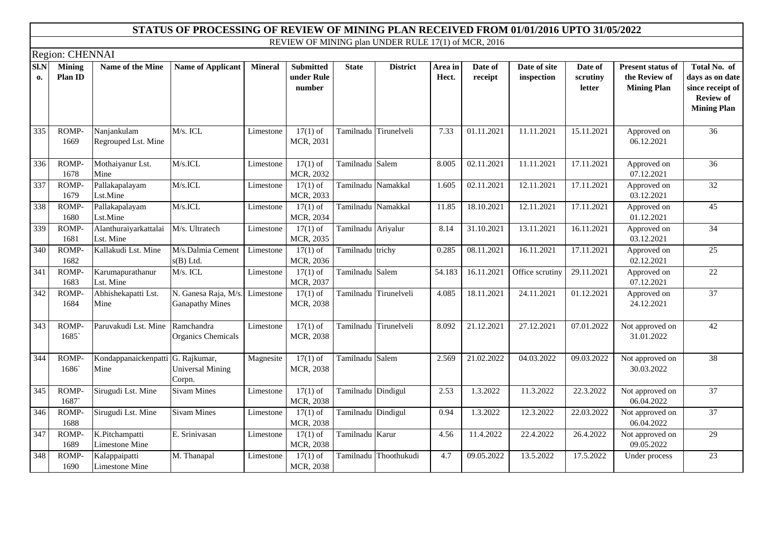# STATUS OF PROCESSING OF REVIEW OF MINING PLAN RECEIVED FROM 01/01/2016 UPTO 31/05/2022

## REVIEW OF MINING plan UNDER RULE 17(1) of MCR, 2016

Region: CHENNAI

| Sl.No. | Mining Plan ID | Name of the Mine | Name of Applicant | Mineral | Submitted under Rule number | State | District | Area in Hect. | Date of receipt | Date of site inspection | Date of scrutiny letter | Present status of the Review of Mining Plan | Total No. of days as on date since receipt of Review of Mining Plan |
|---|---|---|---|---|---|---|---|---|---|---|---|---|---|
| 335 | ROMP-1669 | Nanjankulam Regrouped Lst. Mine | M/s. ICL | Limestone | 17(1) of MCR, 2031 | Tamilnadu | Tirunelveli | 7.33 | 01.11.2021 | 11.11.2021 | 15.11.2021 | Approved on 06.12.2021 | 36 |
| 336 | ROMP-1678 | Mothaiyanur Lst. Mine | M/s.ICL | Limestone | 17(1) of MCR, 2032 | Tamilnadu | Salem | 8.005 | 02.11.2021 | 11.11.2021 | 17.11.2021 | Approved on 07.12.2021 | 36 |
| 337 | ROMP-1679 | Pallakapalayam Lst.Mine | M/s.ICL | Limestone | 17(1) of MCR, 2033 | Tamilnadu | Namakkal | 1.605 | 02.11.2021 | 12.11.2021 | 17.11.2021 | Approved on 03.12.2021 | 32 |
| 338 | ROMP-1680 | Pallakapalayam Lst.Mine | M/s.ICL | Limestone | 17(1) of MCR, 2034 | Tamilnadu | Namakkal | 11.85 | 18.10.2021 | 12.11.2021 | 17.11.2021 | Approved on 01.12.2021 | 45 |
| 339 | ROMP-1681 | Alanthuraiyarkattalai Lst. Mine | M/s. Ultratech | Limestone | 17(1) of MCR, 2035 | Tamilnadu | Ariyalur | 8.14 | 31.10.2021 | 13.11.2021 | 16.11.2021 | Approved on 03.12.2021 | 34 |
| 340 | ROMP-1682 | Kallakudi Lst. Mine | M/s.Dalmia Cement s(B) Ltd. | Limestone | 17(1) of MCR, 2036 | Tamilnadu | trichy | 0.285 | 08.11.2021 | 16.11.2021 | 17.11.2021 | Approved on 02.12.2021 | 25 |
| 341 | ROMP-1683 | Karumapurathanur Lst. Mine | M/s. ICL | Limestone | 17(1) of MCR, 2037 | Tamilnadu | Salem | 54.183 | 16.11.2021 | Office scrutiny | 29.11.2021 | Approved on 07.12.2021 | 22 |
| 342 | ROMP-1684 | Abhishekapatti Lst. Mine | N. Ganesa Raja, M/s. Ganapathy Mines | Limestone | 17(1) of MCR, 2038 | Tamilnadu | Tirunelveli | 4.085 | 18.11.2021 | 24.11.2021 | 01.12.2021 | Approved on 24.12.2021 | 37 |
| 343 | ROMP-1685` | Paruvakudi Lst. Mine | Ramchandra Organics Chemicals | Limestone | 17(1) of MCR, 2038 | Tamilnadu | Tirunelveli | 8.092 | 21.12.2021 | 27.12.2021 | 07.01.2022 | Not approved on 31.01.2022 | 42 |
| 344 | ROMP-1686` | Kondappanaickenpatti Mine | G. Rajkumar, Universal Mining Corpn. | Magnesite | 17(1) of MCR, 2038 | Tamilnadu | Salem | 2.569 | 21.02.2022 | 04.03.2022 | 09.03.2022 | Not approved on 30.03.2022 | 38 |
| 345 | ROMP-1687` | Sirugudi Lst. Mine | Sivam Mines | Limestone | 17(1) of MCR, 2038 | Tamilnadu | Dindigul | 2.53 | 1.3.2022 | 11.3.2022 | 22.3.2022 | Not approved on 06.04.2022 | 37 |
| 346 | ROMP-1688 | Sirugudi Lst. Mine | Sivam Mines | Limestone | 17(1) of MCR, 2038 | Tamilnadu | Dindigul | 0.94 | 1.3.2022 | 12.3.2022 | 22.03.2022 | Not approved on 06.04.2022 | 37 |
| 347 | ROMP-1689 | K.Pitchampatti Limestone Mine | E. Srinivasan | Limestone | 17(1) of MCR, 2038 | Tamilnadu | Karur | 4.56 | 11.4.2022 | 22.4.2022 | 26.4.2022 | Not approved on 09.05.2022 | 29 |
| 348 | ROMP-1690 | Kalappaipatti Limestone Mine | M. Thanapal | Limestone | 17(1) of MCR, 2038 | Tamilnadu | Thoothukudi | 4.7 | 09.05.2022 | 13.5.2022 | 17.5.2022 | Under process | 23 |